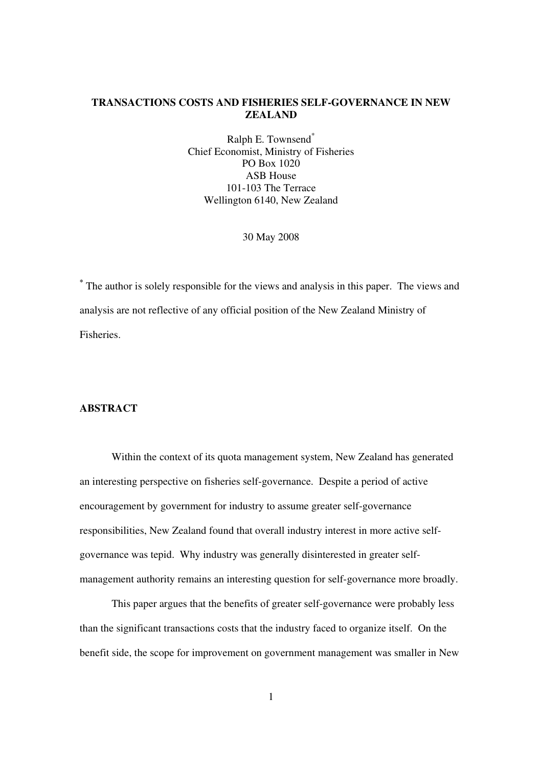# TRANSACTIONS COSTS AND FISHERIES SELF-GOVERNANCE IN NEW ZEALAND

Ralph E. Townsend[*]
Chief Economist, Ministry of Fisheries
PO Box 1020
ASB House
101-103 The Terrace
Wellington 6140, New Zealand

30 May 2008

[*] The author is solely responsible for the views and analysis in this paper. The views and analysis are not reflective of any official position of the New Zealand Ministry of Fisheries.

## ABSTRACT

Within the context of its quota management system, New Zealand has generated an interesting perspective on fisheries self-governance. Despite a period of active encouragement by government for industry to assume greater self-governance responsibilities, New Zealand found that overall industry interest in more active self-governance was tepid. Why industry was generally disinterested in greater self-management authority remains an interesting question for self-governance more broadly.

This paper argues that the benefits of greater self-governance were probably less than the significant transactions costs that the industry faced to organize itself. On the benefit side, the scope for improvement on government management was smaller in New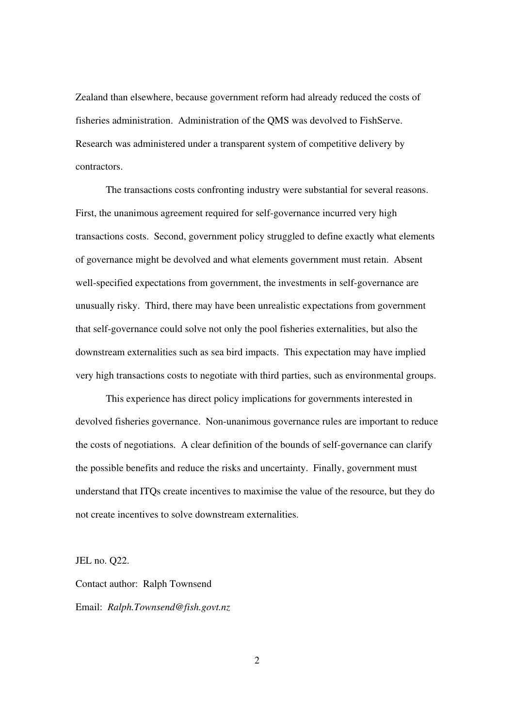Zealand than elsewhere, because government reform had already reduced the costs of fisheries administration. Administration of the QMS was devolved to FishServe. Research was administered under a transparent system of competitive delivery by contractors.

The transactions costs confronting industry were substantial for several reasons. First, the unanimous agreement required for self-governance incurred very high transactions costs. Second, government policy struggled to define exactly what elements of governance might be devolved and what elements government must retain. Absent well-specified expectations from government, the investments in self-governance are unusually risky. Third, there may have been unrealistic expectations from government that self-governance could solve not only the pool fisheries externalities, but also the downstream externalities such as sea bird impacts. This expectation may have implied very high transactions costs to negotiate with third parties, such as environmental groups.

This experience has direct policy implications for governments interested in devolved fisheries governance. Non-unanimous governance rules are important to reduce the costs of negotiations. A clear definition of the bounds of self-governance can clarify the possible benefits and reduce the risks and uncertainty. Finally, government must understand that ITQs create incentives to maximise the value of the resource, but they do not create incentives to solve downstream externalities.

JEL no. Q22.

Contact author: Ralph Townsend

Email: *Ralph.Townsend@fish.govt.nz*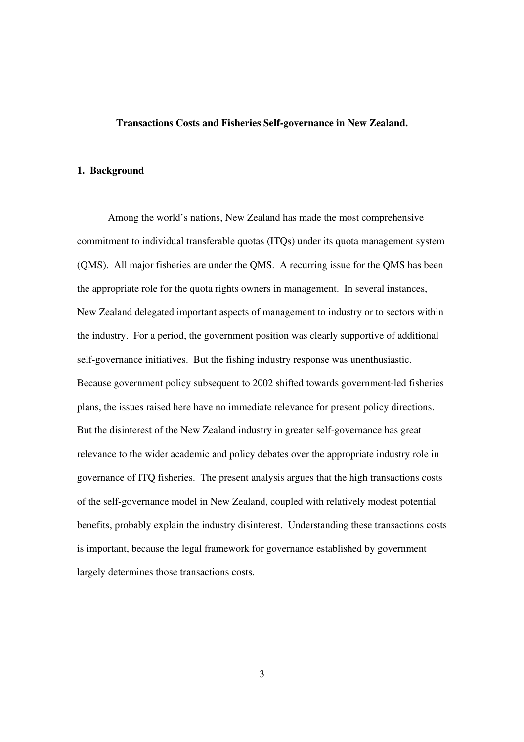# Transactions Costs and Fisheries Self-governance in New Zealand.

## 1. Background

Among the world's nations, New Zealand has made the most comprehensive commitment to individual transferable quotas (ITQs) under its quota management system (QMS). All major fisheries are under the QMS. A recurring issue for the QMS has been the appropriate role for the quota rights owners in management. In several instances, New Zealand delegated important aspects of management to industry or to sectors within the industry. For a period, the government position was clearly supportive of additional self-governance initiatives. But the fishing industry response was unenthusiastic. Because government policy subsequent to 2002 shifted towards government-led fisheries plans, the issues raised here have no immediate relevance for present policy directions. But the disinterest of the New Zealand industry in greater self-governance has great relevance to the wider academic and policy debates over the appropriate industry role in governance of ITQ fisheries. The present analysis argues that the high transactions costs of the self-governance model in New Zealand, coupled with relatively modest potential benefits, probably explain the industry disinterest. Understanding these transactions costs is important, because the legal framework for governance established by government largely determines those transactions costs.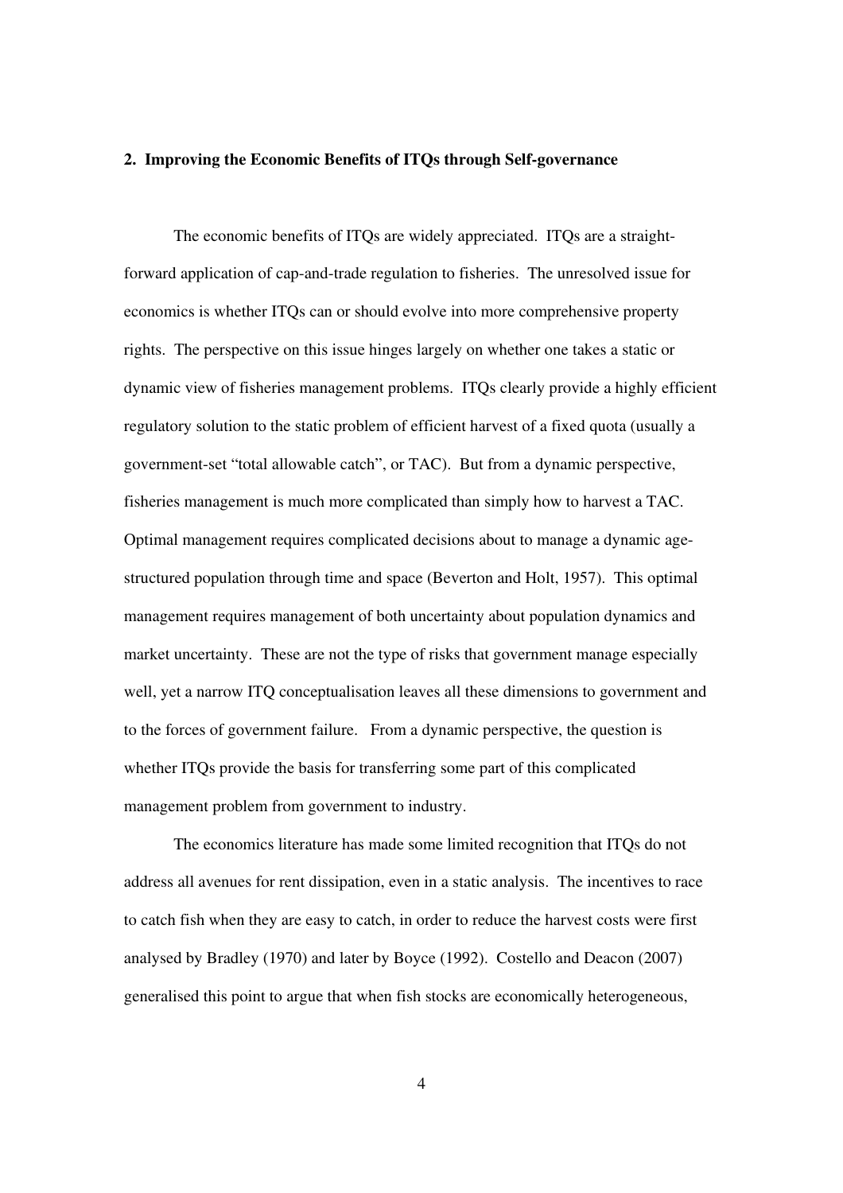## 2. Improving the Economic Benefits of ITQs through Self-governance

The economic benefits of ITQs are widely appreciated. ITQs are a straight-forward application of cap-and-trade regulation to fisheries. The unresolved issue for economics is whether ITQs can or should evolve into more comprehensive property rights. The perspective on this issue hinges largely on whether one takes a static or dynamic view of fisheries management problems. ITQs clearly provide a highly efficient regulatory solution to the static problem of efficient harvest of a fixed quota (usually a government-set "total allowable catch", or TAC). But from a dynamic perspective, fisheries management is much more complicated than simply how to harvest a TAC. Optimal management requires complicated decisions about to manage a dynamic age-structured population through time and space (Beverton and Holt, 1957). This optimal management requires management of both uncertainty about population dynamics and market uncertainty. These are not the type of risks that government manage especially well, yet a narrow ITQ conceptualisation leaves all these dimensions to government and to the forces of government failure. From a dynamic perspective, the question is whether ITQs provide the basis for transferring some part of this complicated management problem from government to industry.

The economics literature has made some limited recognition that ITQs do not address all avenues for rent dissipation, even in a static analysis. The incentives to race to catch fish when they are easy to catch, in order to reduce the harvest costs were first analysed by Bradley (1970) and later by Boyce (1992). Costello and Deacon (2007) generalised this point to argue that when fish stocks are economically heterogeneous,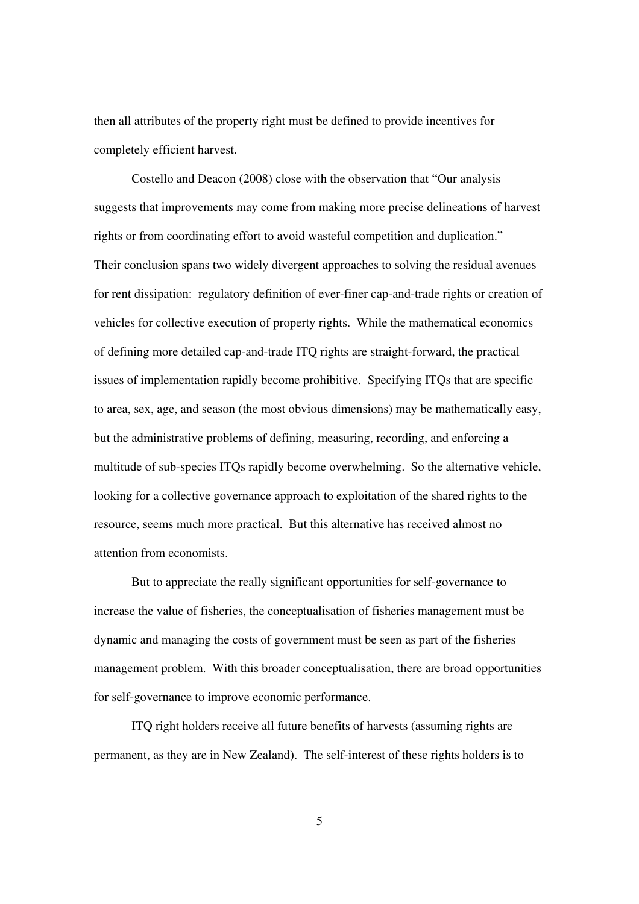then all attributes of the property right must be defined to provide incentives for completely efficient harvest.

Costello and Deacon (2008) close with the observation that "Our analysis suggests that improvements may come from making more precise delineations of harvest rights or from coordinating effort to avoid wasteful competition and duplication." Their conclusion spans two widely divergent approaches to solving the residual avenues for rent dissipation: regulatory definition of ever-finer cap-and-trade rights or creation of vehicles for collective execution of property rights. While the mathematical economics of defining more detailed cap-and-trade ITQ rights are straight-forward, the practical issues of implementation rapidly become prohibitive. Specifying ITQs that are specific to area, sex, age, and season (the most obvious dimensions) may be mathematically easy, but the administrative problems of defining, measuring, recording, and enforcing a multitude of sub-species ITQs rapidly become overwhelming. So the alternative vehicle, looking for a collective governance approach to exploitation of the shared rights to the resource, seems much more practical. But this alternative has received almost no attention from economists.

But to appreciate the really significant opportunities for self-governance to increase the value of fisheries, the conceptualisation of fisheries management must be dynamic and managing the costs of government must be seen as part of the fisheries management problem. With this broader conceptualisation, there are broad opportunities for self-governance to improve economic performance.

ITQ right holders receive all future benefits of harvests (assuming rights are permanent, as they are in New Zealand). The self-interest of these rights holders is to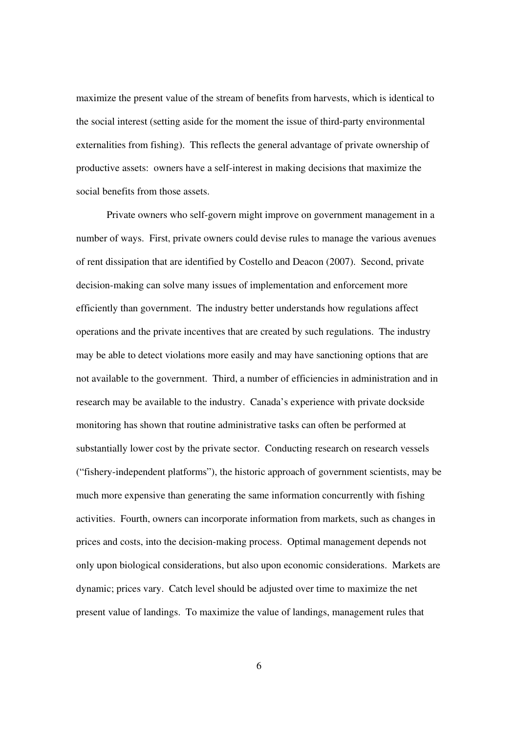maximize the present value of the stream of benefits from harvests, which is identical to the social interest (setting aside for the moment the issue of third-party environmental externalities from fishing). This reflects the general advantage of private ownership of productive assets: owners have a self-interest in making decisions that maximize the social benefits from those assets.

Private owners who self-govern might improve on government management in a number of ways. First, private owners could devise rules to manage the various avenues of rent dissipation that are identified by Costello and Deacon (2007). Second, private decision-making can solve many issues of implementation and enforcement more efficiently than government. The industry better understands how regulations affect operations and the private incentives that are created by such regulations. The industry may be able to detect violations more easily and may have sanctioning options that are not available to the government. Third, a number of efficiencies in administration and in research may be available to the industry. Canada's experience with private dockside monitoring has shown that routine administrative tasks can often be performed at substantially lower cost by the private sector. Conducting research on research vessels ("fishery-independent platforms"), the historic approach of government scientists, may be much more expensive than generating the same information concurrently with fishing activities. Fourth, owners can incorporate information from markets, such as changes in prices and costs, into the decision-making process. Optimal management depends not only upon biological considerations, but also upon economic considerations. Markets are dynamic; prices vary. Catch level should be adjusted over time to maximize the net present value of landings. To maximize the value of landings, management rules that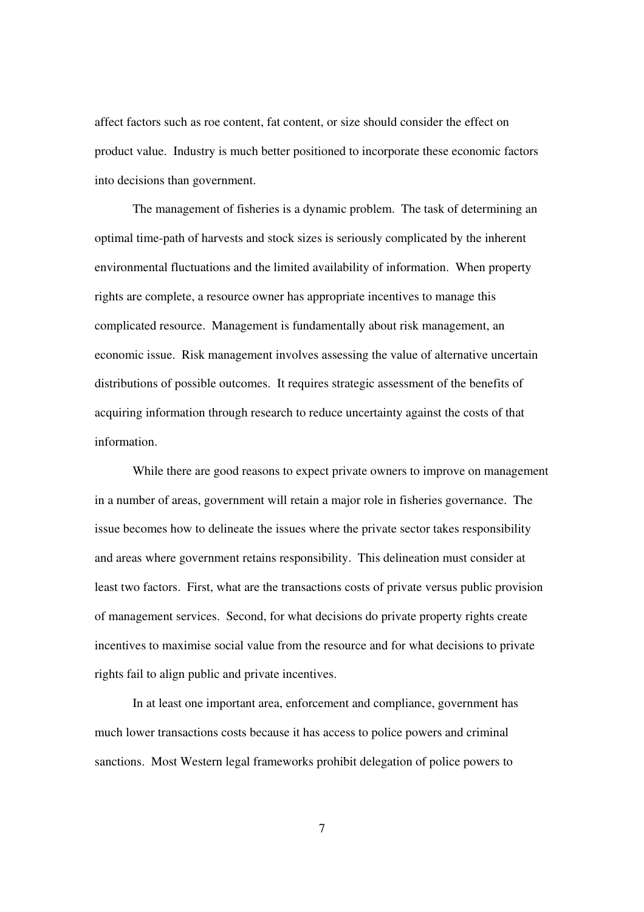affect factors such as roe content, fat content, or size should consider the effect on product value. Industry is much better positioned to incorporate these economic factors into decisions than government.

The management of fisheries is a dynamic problem. The task of determining an optimal time-path of harvests and stock sizes is seriously complicated by the inherent environmental fluctuations and the limited availability of information. When property rights are complete, a resource owner has appropriate incentives to manage this complicated resource. Management is fundamentally about risk management, an economic issue. Risk management involves assessing the value of alternative uncertain distributions of possible outcomes. It requires strategic assessment of the benefits of acquiring information through research to reduce uncertainty against the costs of that information.

While there are good reasons to expect private owners to improve on management in a number of areas, government will retain a major role in fisheries governance. The issue becomes how to delineate the issues where the private sector takes responsibility and areas where government retains responsibility. This delineation must consider at least two factors. First, what are the transactions costs of private versus public provision of management services. Second, for what decisions do private property rights create incentives to maximise social value from the resource and for what decisions to private rights fail to align public and private incentives.

In at least one important area, enforcement and compliance, government has much lower transactions costs because it has access to police powers and criminal sanctions. Most Western legal frameworks prohibit delegation of police powers to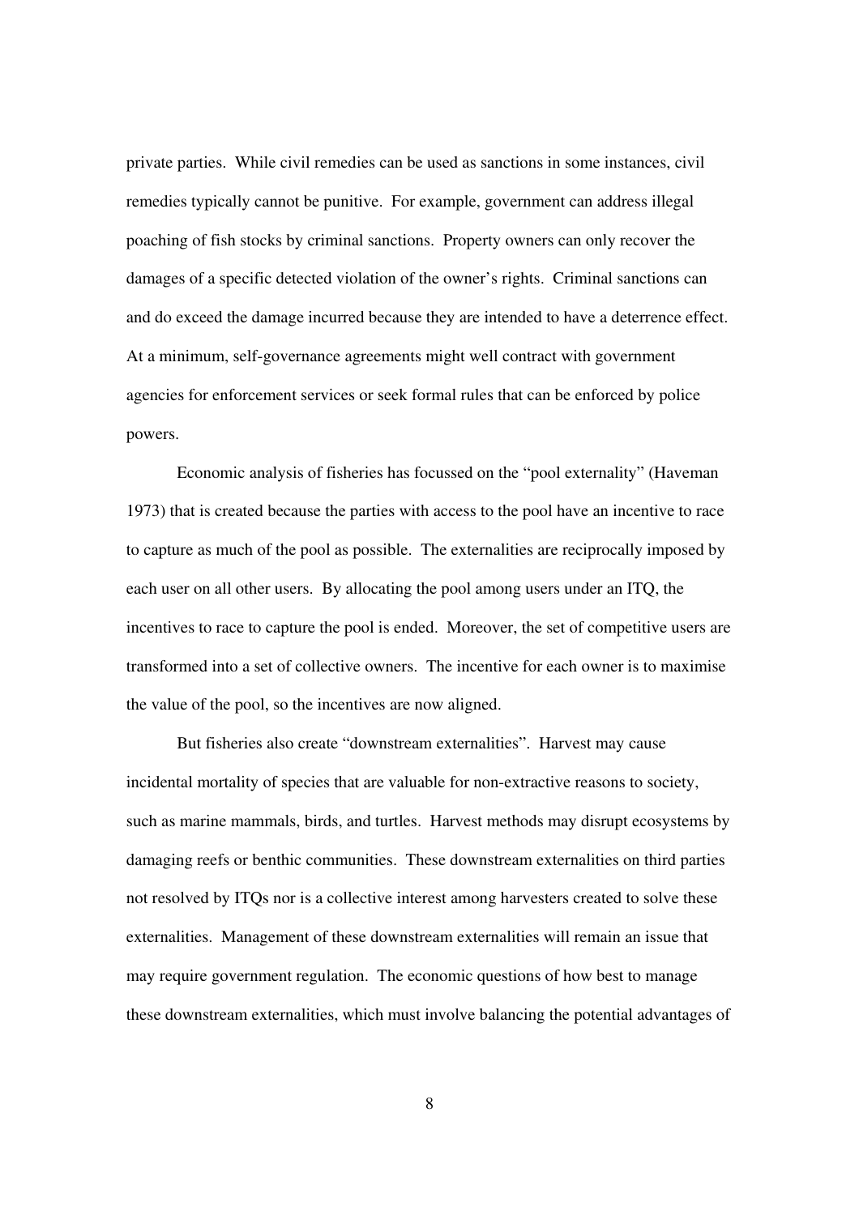private parties. While civil remedies can be used as sanctions in some instances, civil remedies typically cannot be punitive. For example, government can address illegal poaching of fish stocks by criminal sanctions. Property owners can only recover the damages of a specific detected violation of the owner's rights. Criminal sanctions can and do exceed the damage incurred because they are intended to have a deterrence effect. At a minimum, self-governance agreements might well contract with government agencies for enforcement services or seek formal rules that can be enforced by police powers.

Economic analysis of fisheries has focussed on the "pool externality" (Haveman 1973) that is created because the parties with access to the pool have an incentive to race to capture as much of the pool as possible. The externalities are reciprocally imposed by each user on all other users. By allocating the pool among users under an ITQ, the incentives to race to capture the pool is ended. Moreover, the set of competitive users are transformed into a set of collective owners. The incentive for each owner is to maximise the value of the pool, so the incentives are now aligned.

But fisheries also create "downstream externalities". Harvest may cause incidental mortality of species that are valuable for non-extractive reasons to society, such as marine mammals, birds, and turtles. Harvest methods may disrupt ecosystems by damaging reefs or benthic communities. These downstream externalities on third parties not resolved by ITQs nor is a collective interest among harvesters created to solve these externalities. Management of these downstream externalities will remain an issue that may require government regulation. The economic questions of how best to manage these downstream externalities, which must involve balancing the potential advantages of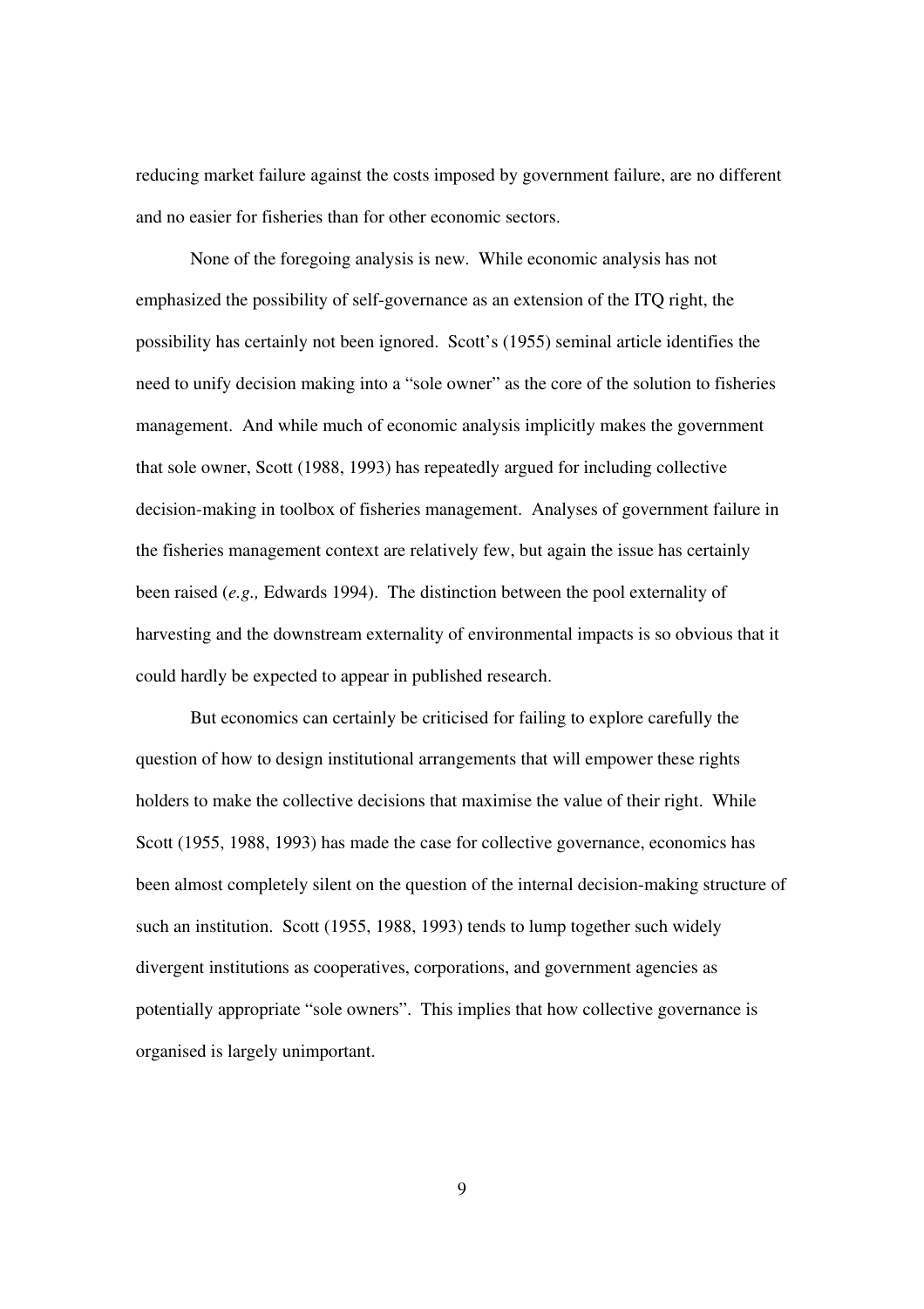reducing market failure against the costs imposed by government failure, are no different and no easier for fisheries than for other economic sectors.

None of the foregoing analysis is new. While economic analysis has not emphasized the possibility of self-governance as an extension of the ITQ right, the possibility has certainly not been ignored. Scott's (1955) seminal article identifies the need to unify decision making into a "sole owner" as the core of the solution to fisheries management. And while much of economic analysis implicitly makes the government that sole owner, Scott (1988, 1993) has repeatedly argued for including collective decision-making in toolbox of fisheries management. Analyses of government failure in the fisheries management context are relatively few, but again the issue has certainly been raised (*e.g.,* Edwards 1994). The distinction between the pool externality of harvesting and the downstream externality of environmental impacts is so obvious that it could hardly be expected to appear in published research.

But economics can certainly be criticised for failing to explore carefully the question of how to design institutional arrangements that will empower these rights holders to make the collective decisions that maximise the value of their right. While Scott (1955, 1988, 1993) has made the case for collective governance, economics has been almost completely silent on the question of the internal decision-making structure of such an institution. Scott (1955, 1988, 1993) tends to lump together such widely divergent institutions as cooperatives, corporations, and government agencies as potentially appropriate "sole owners". This implies that how collective governance is organised is largely unimportant.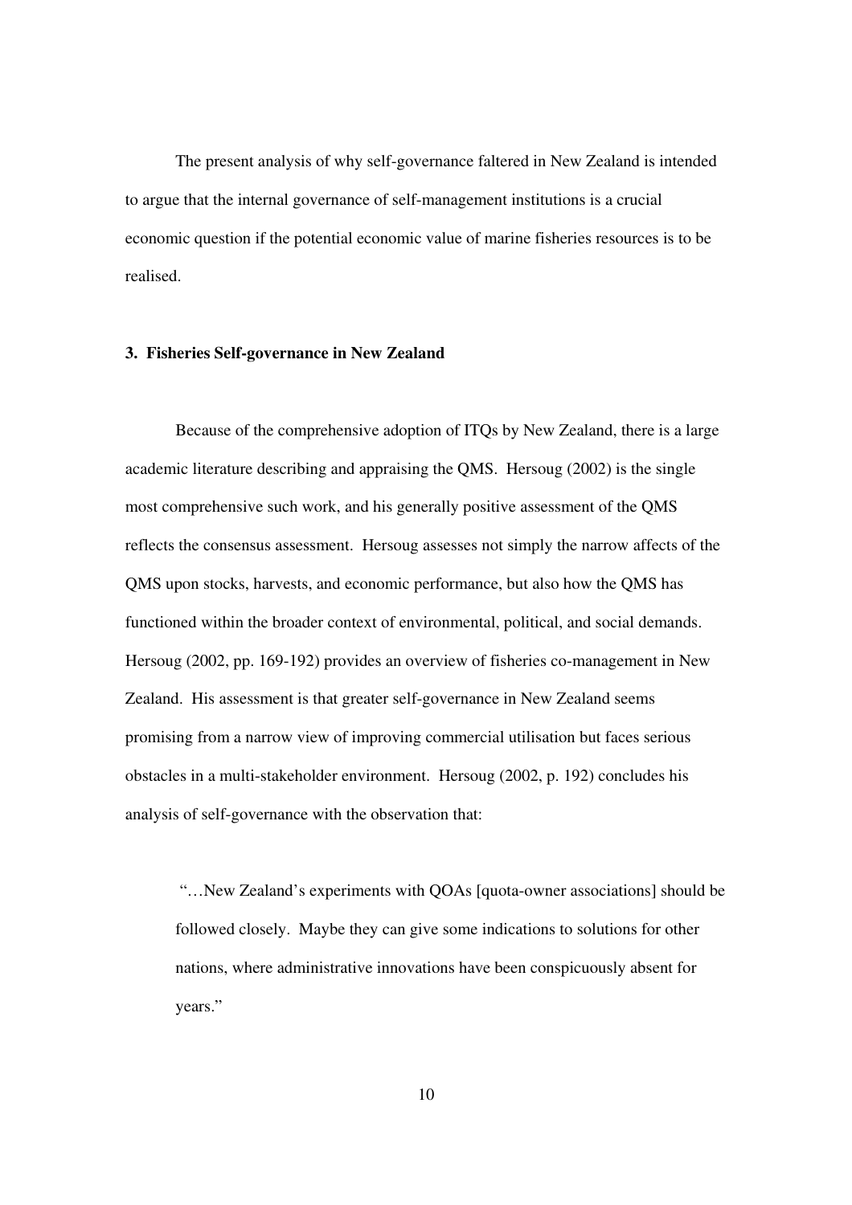The present analysis of why self-governance faltered in New Zealand is intended to argue that the internal governance of self-management institutions is a crucial economic question if the potential economic value of marine fisheries resources is to be realised.

### 3. Fisheries Self-governance in New Zealand

Because of the comprehensive adoption of ITQs by New Zealand, there is a large academic literature describing and appraising the QMS. Hersoug (2002) is the single most comprehensive such work, and his generally positive assessment of the QMS reflects the consensus assessment. Hersoug assesses not simply the narrow affects of the QMS upon stocks, harvests, and economic performance, but also how the QMS has functioned within the broader context of environmental, political, and social demands. Hersoug (2002, pp. 169-192) provides an overview of fisheries co-management in New Zealand. His assessment is that greater self-governance in New Zealand seems promising from a narrow view of improving commercial utilisation but faces serious obstacles in a multi-stakeholder environment. Hersoug (2002, p. 192) concludes his analysis of self-governance with the observation that:

> "…New Zealand's experiments with QOAs [quota-owner associations] should be followed closely. Maybe they can give some indications to solutions for other nations, where administrative innovations have been conspicuously absent for years."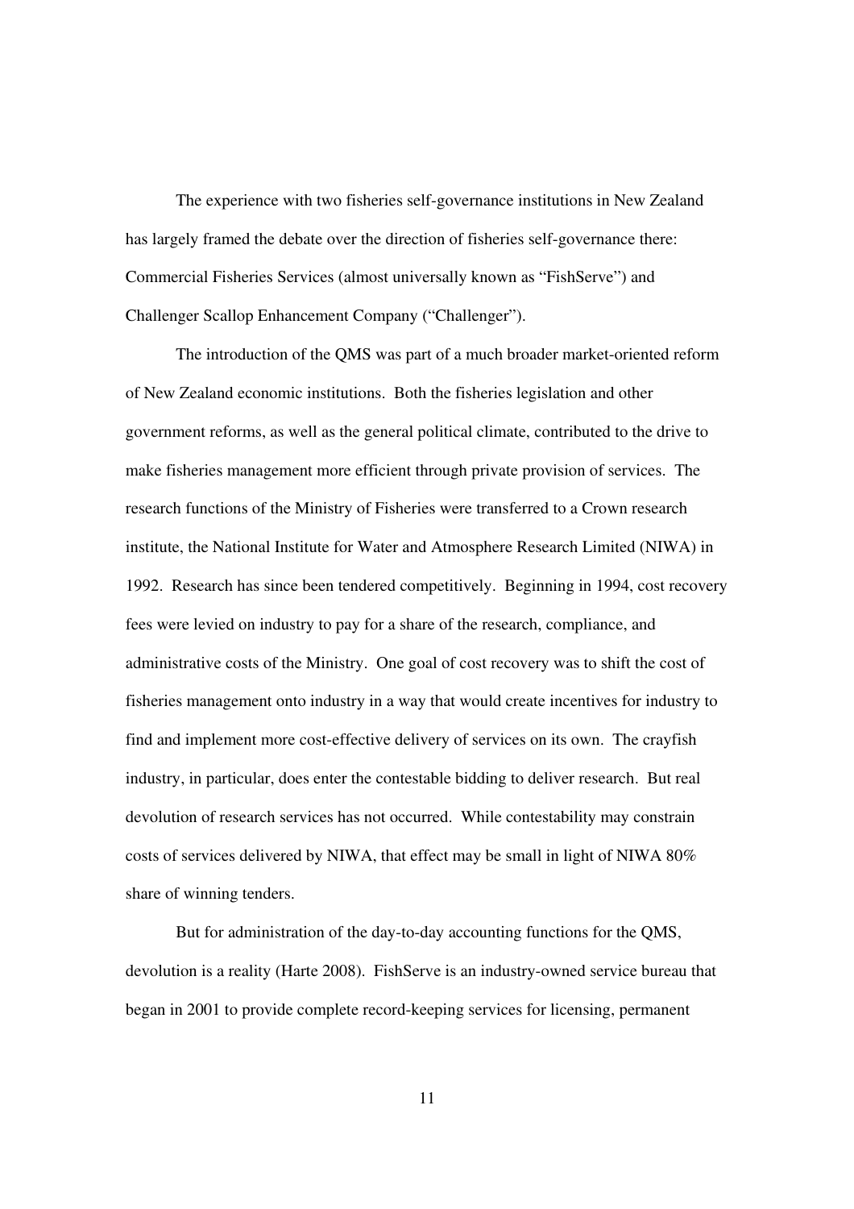The experience with two fisheries self-governance institutions in New Zealand has largely framed the debate over the direction of fisheries self-governance there: Commercial Fisheries Services (almost universally known as "FishServe") and Challenger Scallop Enhancement Company ("Challenger").

The introduction of the QMS was part of a much broader market-oriented reform of New Zealand economic institutions. Both the fisheries legislation and other government reforms, as well as the general political climate, contributed to the drive to make fisheries management more efficient through private provision of services. The research functions of the Ministry of Fisheries were transferred to a Crown research institute, the National Institute for Water and Atmosphere Research Limited (NIWA) in 1992. Research has since been tendered competitively. Beginning in 1994, cost recovery fees were levied on industry to pay for a share of the research, compliance, and administrative costs of the Ministry. One goal of cost recovery was to shift the cost of fisheries management onto industry in a way that would create incentives for industry to find and implement more cost-effective delivery of services on its own. The crayfish industry, in particular, does enter the contestable bidding to deliver research. But real devolution of research services has not occurred. While contestability may constrain costs of services delivered by NIWA, that effect may be small in light of NIWA 80% share of winning tenders.

But for administration of the day-to-day accounting functions for the QMS, devolution is a reality (Harte 2008). FishServe is an industry-owned service bureau that began in 2001 to provide complete record-keeping services for licensing, permanent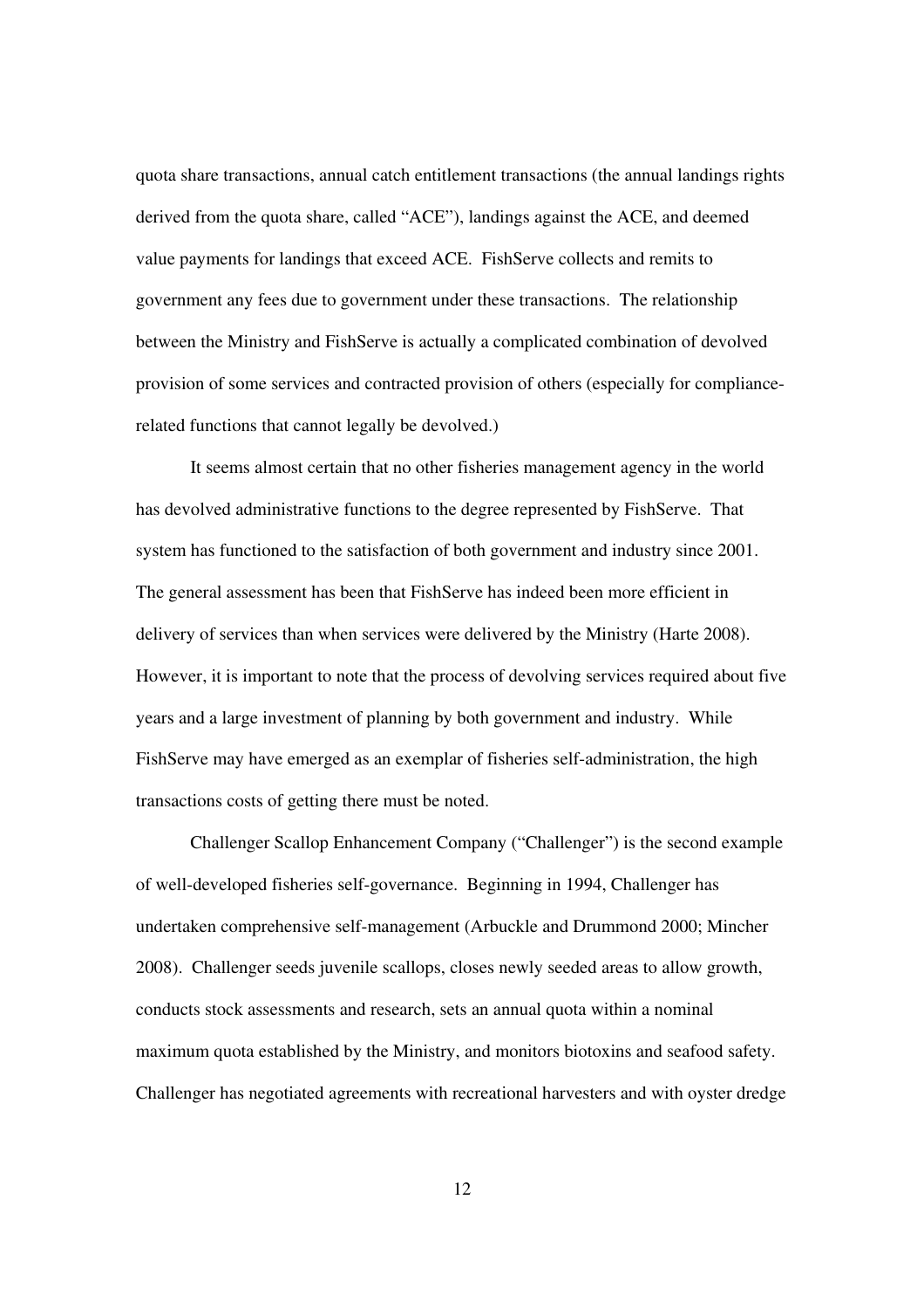quota share transactions, annual catch entitlement transactions (the annual landings rights derived from the quota share, called "ACE"), landings against the ACE, and deemed value payments for landings that exceed ACE. FishServe collects and remits to government any fees due to government under these transactions. The relationship between the Ministry and FishServe is actually a complicated combination of devolved provision of some services and contracted provision of others (especially for compliance-related functions that cannot legally be devolved.)

It seems almost certain that no other fisheries management agency in the world has devolved administrative functions to the degree represented by FishServe. That system has functioned to the satisfaction of both government and industry since 2001. The general assessment has been that FishServe has indeed been more efficient in delivery of services than when services were delivered by the Ministry (Harte 2008). However, it is important to note that the process of devolving services required about five years and a large investment of planning by both government and industry. While FishServe may have emerged as an exemplar of fisheries self-administration, the high transactions costs of getting there must be noted.

Challenger Scallop Enhancement Company ("Challenger") is the second example of well-developed fisheries self-governance. Beginning in 1994, Challenger has undertaken comprehensive self-management (Arbuckle and Drummond 2000; Mincher 2008). Challenger seeds juvenile scallops, closes newly seeded areas to allow growth, conducts stock assessments and research, sets an annual quota within a nominal maximum quota established by the Ministry, and monitors biotoxins and seafood safety. Challenger has negotiated agreements with recreational harvesters and with oyster dredge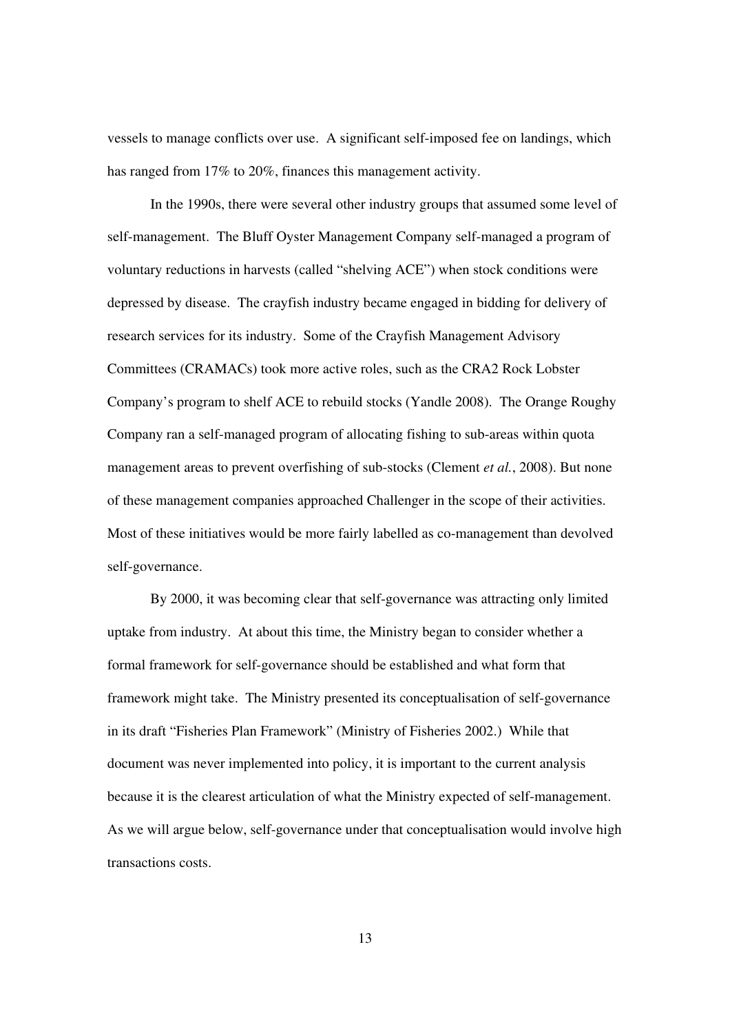vessels to manage conflicts over use. A significant self-imposed fee on landings, which has ranged from 17% to 20%, finances this management activity.

In the 1990s, there were several other industry groups that assumed some level of self-management. The Bluff Oyster Management Company self-managed a program of voluntary reductions in harvests (called "shelving ACE") when stock conditions were depressed by disease. The crayfish industry became engaged in bidding for delivery of research services for its industry. Some of the Crayfish Management Advisory Committees (CRAMACs) took more active roles, such as the CRA2 Rock Lobster Company's program to shelf ACE to rebuild stocks (Yandle 2008). The Orange Roughy Company ran a self-managed program of allocating fishing to sub-areas within quota management areas to prevent overfishing of sub-stocks (Clement *et al.*, 2008). But none of these management companies approached Challenger in the scope of their activities. Most of these initiatives would be more fairly labelled as co-management than devolved self-governance.

By 2000, it was becoming clear that self-governance was attracting only limited uptake from industry. At about this time, the Ministry began to consider whether a formal framework for self-governance should be established and what form that framework might take. The Ministry presented its conceptualisation of self-governance in its draft "Fisheries Plan Framework" (Ministry of Fisheries 2002.) While that document was never implemented into policy, it is important to the current analysis because it is the clearest articulation of what the Ministry expected of self-management. As we will argue below, self-governance under that conceptualisation would involve high transactions costs.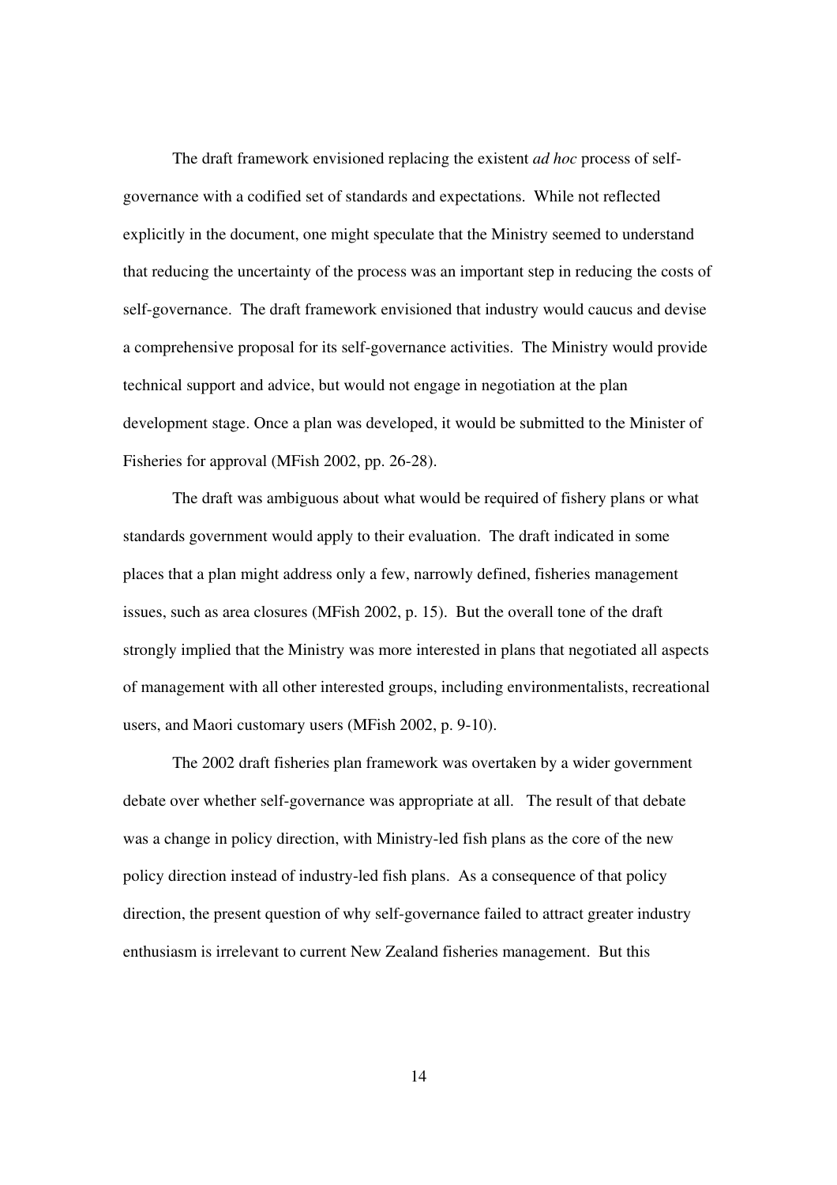The draft framework envisioned replacing the existent *ad hoc* process of self-governance with a codified set of standards and expectations. While not reflected explicitly in the document, one might speculate that the Ministry seemed to understand that reducing the uncertainty of the process was an important step in reducing the costs of self-governance. The draft framework envisioned that industry would caucus and devise a comprehensive proposal for its self-governance activities. The Ministry would provide technical support and advice, but would not engage in negotiation at the plan development stage. Once a plan was developed, it would be submitted to the Minister of Fisheries for approval (MFish 2002, pp. 26-28).

The draft was ambiguous about what would be required of fishery plans or what standards government would apply to their evaluation. The draft indicated in some places that a plan might address only a few, narrowly defined, fisheries management issues, such as area closures (MFish 2002, p. 15). But the overall tone of the draft strongly implied that the Ministry was more interested in plans that negotiated all aspects of management with all other interested groups, including environmentalists, recreational users, and Maori customary users (MFish 2002, p. 9-10).

The 2002 draft fisheries plan framework was overtaken by a wider government debate over whether self-governance was appropriate at all. The result of that debate was a change in policy direction, with Ministry-led fish plans as the core of the new policy direction instead of industry-led fish plans. As a consequence of that policy direction, the present question of why self-governance failed to attract greater industry enthusiasm is irrelevant to current New Zealand fisheries management. But this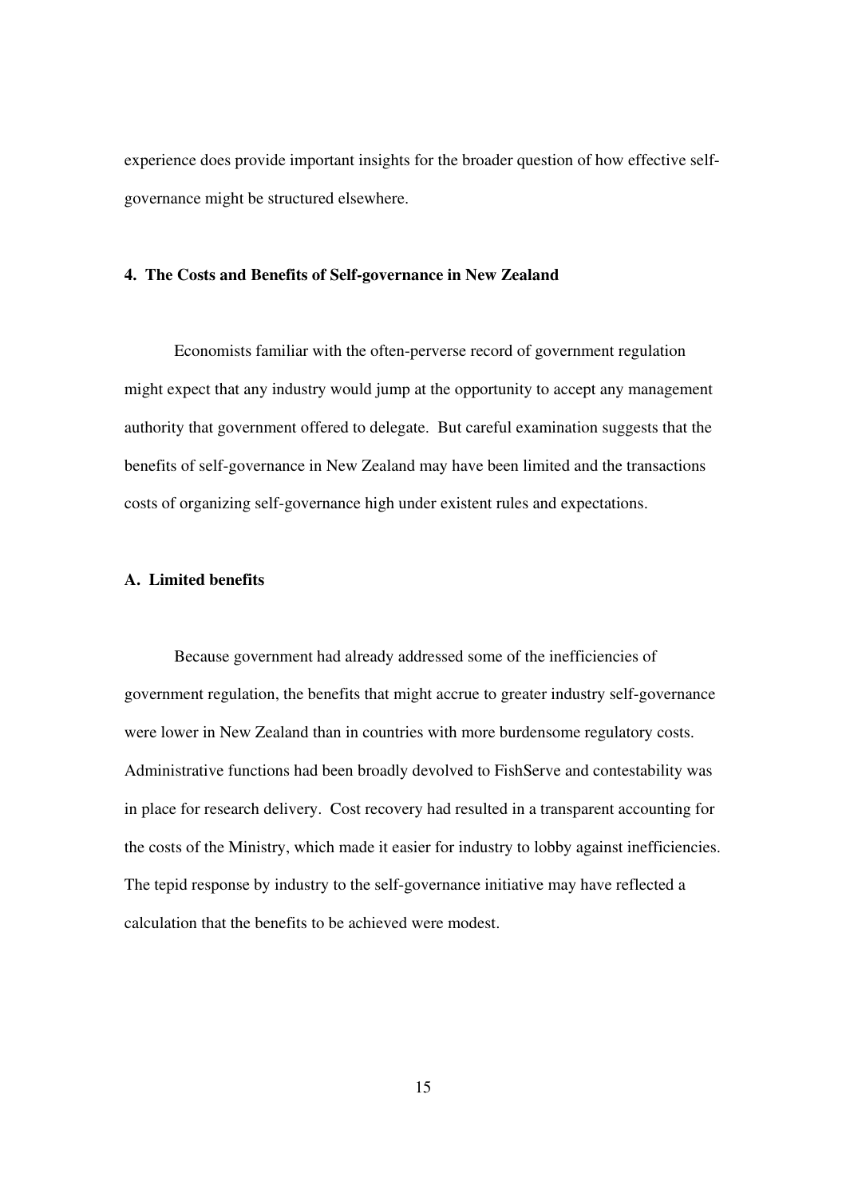experience does provide important insights for the broader question of how effective self-governance might be structured elsewhere.

## 4. The Costs and Benefits of Self-governance in New Zealand

Economists familiar with the often-perverse record of government regulation might expect that any industry would jump at the opportunity to accept any management authority that government offered to delegate. But careful examination suggests that the benefits of self-governance in New Zealand may have been limited and the transactions costs of organizing self-governance high under existent rules and expectations.

### A. Limited benefits

Because government had already addressed some of the inefficiencies of government regulation, the benefits that might accrue to greater industry self-governance were lower in New Zealand than in countries with more burdensome regulatory costs. Administrative functions had been broadly devolved to FishServe and contestability was in place for research delivery. Cost recovery had resulted in a transparent accounting for the costs of the Ministry, which made it easier for industry to lobby against inefficiencies. The tepid response by industry to the self-governance initiative may have reflected a calculation that the benefits to be achieved were modest.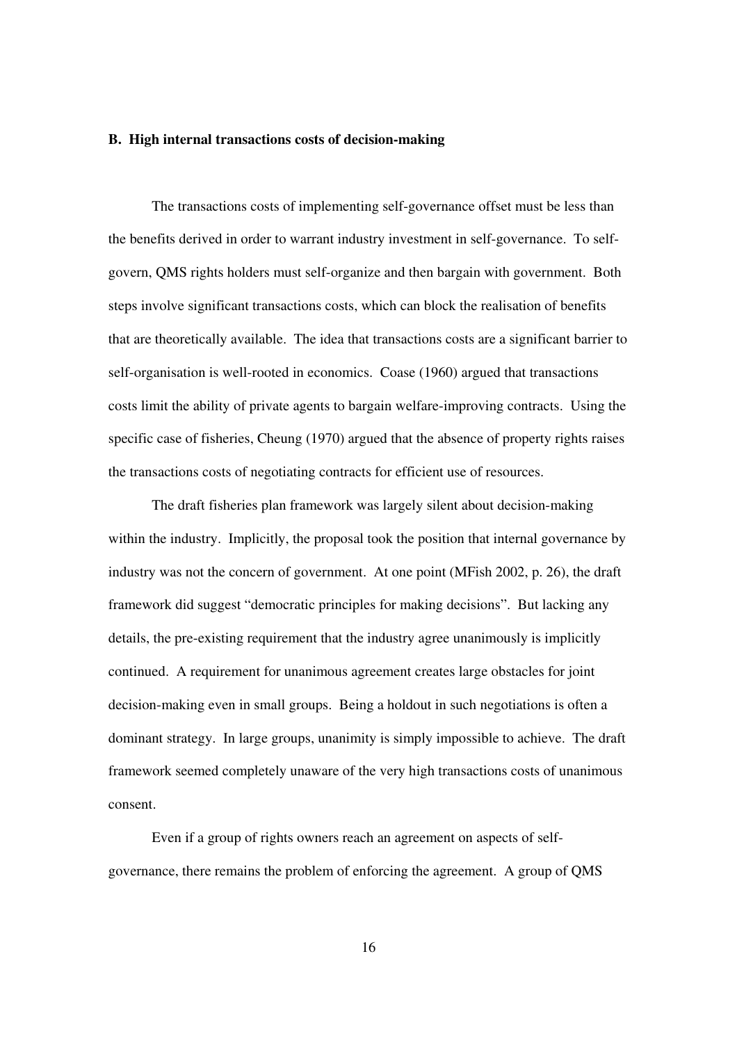### B. High internal transactions costs of decision-making

The transactions costs of implementing self-governance offset must be less than the benefits derived in order to warrant industry investment in self-governance. To self-govern, QMS rights holders must self-organize and then bargain with government. Both steps involve significant transactions costs, which can block the realisation of benefits that are theoretically available. The idea that transactions costs are a significant barrier to self-organisation is well-rooted in economics. Coase (1960) argued that transactions costs limit the ability of private agents to bargain welfare-improving contracts. Using the specific case of fisheries, Cheung (1970) argued that the absence of property rights raises the transactions costs of negotiating contracts for efficient use of resources.

The draft fisheries plan framework was largely silent about decision-making within the industry. Implicitly, the proposal took the position that internal governance by industry was not the concern of government. At one point (MFish 2002, p. 26), the draft framework did suggest "democratic principles for making decisions". But lacking any details, the pre-existing requirement that the industry agree unanimously is implicitly continued. A requirement for unanimous agreement creates large obstacles for joint decision-making even in small groups. Being a holdout in such negotiations is often a dominant strategy. In large groups, unanimity is simply impossible to achieve. The draft framework seemed completely unaware of the very high transactions costs of unanimous consent.

Even if a group of rights owners reach an agreement on aspects of self-governance, there remains the problem of enforcing the agreement. A group of QMS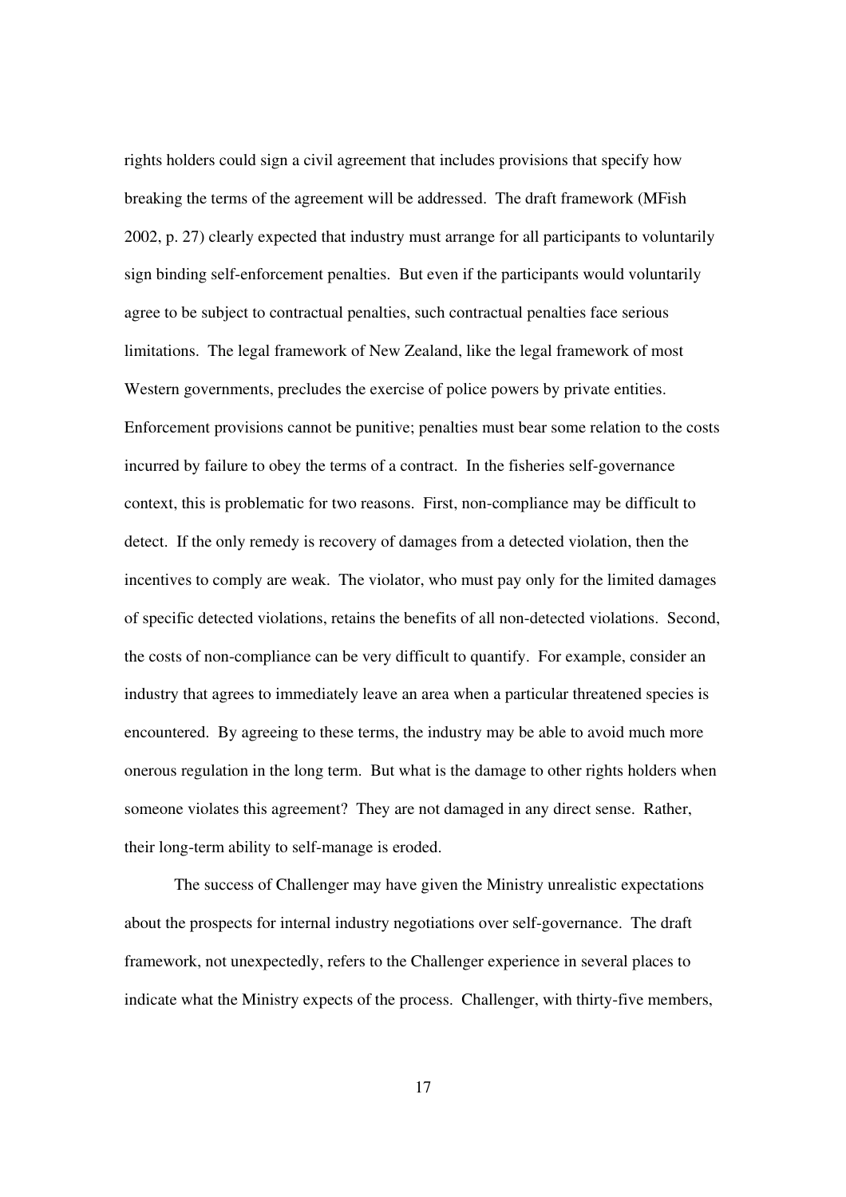rights holders could sign a civil agreement that includes provisions that specify how breaking the terms of the agreement will be addressed. The draft framework (MFish 2002, p. 27) clearly expected that industry must arrange for all participants to voluntarily sign binding self-enforcement penalties. But even if the participants would voluntarily agree to be subject to contractual penalties, such contractual penalties face serious limitations. The legal framework of New Zealand, like the legal framework of most Western governments, precludes the exercise of police powers by private entities. Enforcement provisions cannot be punitive; penalties must bear some relation to the costs incurred by failure to obey the terms of a contract. In the fisheries self-governance context, this is problematic for two reasons. First, non-compliance may be difficult to detect. If the only remedy is recovery of damages from a detected violation, then the incentives to comply are weak. The violator, who must pay only for the limited damages of specific detected violations, retains the benefits of all non-detected violations. Second, the costs of non-compliance can be very difficult to quantify. For example, consider an industry that agrees to immediately leave an area when a particular threatened species is encountered. By agreeing to these terms, the industry may be able to avoid much more onerous regulation in the long term. But what is the damage to other rights holders when someone violates this agreement? They are not damaged in any direct sense. Rather, their long-term ability to self-manage is eroded.

The success of Challenger may have given the Ministry unrealistic expectations about the prospects for internal industry negotiations over self-governance. The draft framework, not unexpectedly, refers to the Challenger experience in several places to indicate what the Ministry expects of the process. Challenger, with thirty-five members,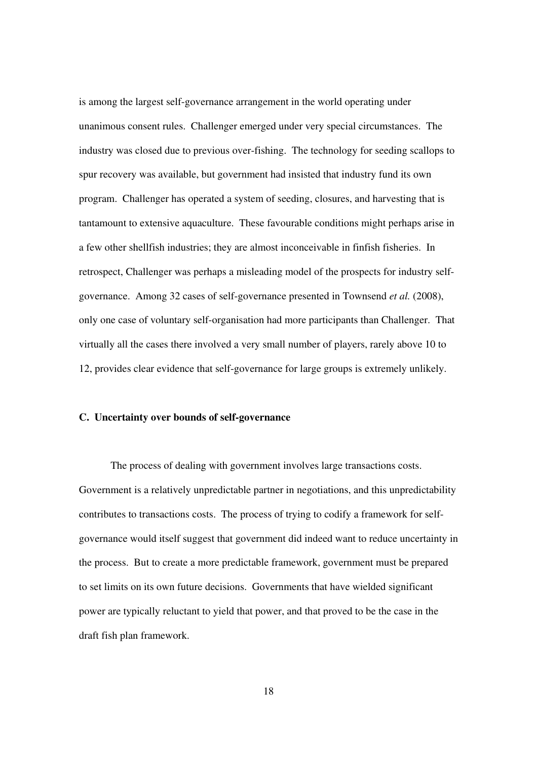is among the largest self-governance arrangement in the world operating under unanimous consent rules. Challenger emerged under very special circumstances. The industry was closed due to previous over-fishing. The technology for seeding scallops to spur recovery was available, but government had insisted that industry fund its own program. Challenger has operated a system of seeding, closures, and harvesting that is tantamount to extensive aquaculture. These favourable conditions might perhaps arise in a few other shellfish industries; they are almost inconceivable in finfish fisheries. In retrospect, Challenger was perhaps a misleading model of the prospects for industry self-governance. Among 32 cases of self-governance presented in Townsend *et al.* (2008), only one case of voluntary self-organisation had more participants than Challenger. That virtually all the cases there involved a very small number of players, rarely above 10 to 12, provides clear evidence that self-governance for large groups is extremely unlikely.

### C. Uncertainty over bounds of self-governance

The process of dealing with government involves large transactions costs. Government is a relatively unpredictable partner in negotiations, and this unpredictability contributes to transactions costs. The process of trying to codify a framework for self-governance would itself suggest that government did indeed want to reduce uncertainty in the process. But to create a more predictable framework, government must be prepared to set limits on its own future decisions. Governments that have wielded significant power are typically reluctant to yield that power, and that proved to be the case in the draft fish plan framework.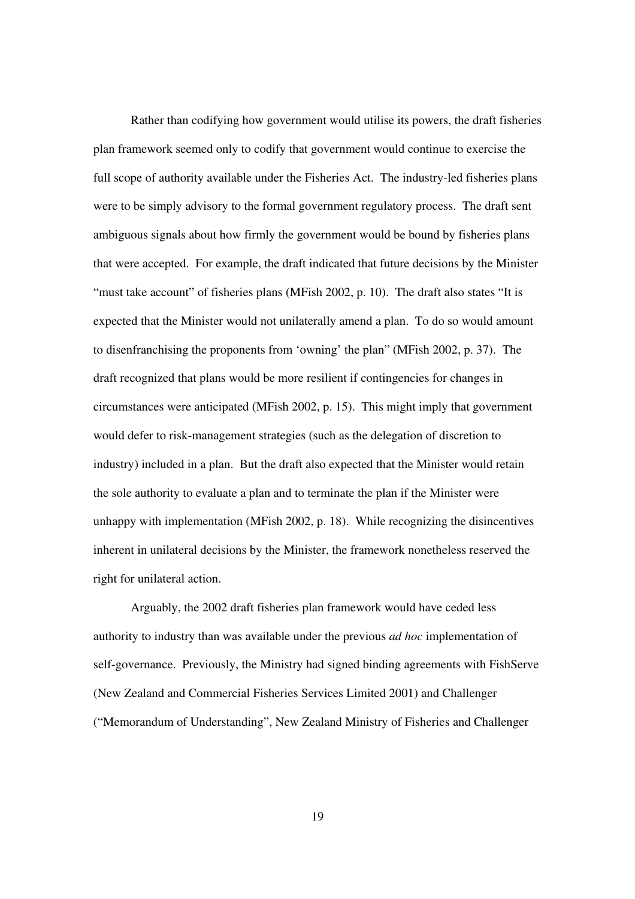Rather than codifying how government would utilise its powers, the draft fisheries plan framework seemed only to codify that government would continue to exercise the full scope of authority available under the Fisheries Act. The industry-led fisheries plans were to be simply advisory to the formal government regulatory process. The draft sent ambiguous signals about how firmly the government would be bound by fisheries plans that were accepted. For example, the draft indicated that future decisions by the Minister "must take account" of fisheries plans (MFish 2002, p. 10). The draft also states "It is expected that the Minister would not unilaterally amend a plan. To do so would amount to disenfranchising the proponents from 'owning' the plan" (MFish 2002, p. 37). The draft recognized that plans would be more resilient if contingencies for changes in circumstances were anticipated (MFish 2002, p. 15). This might imply that government would defer to risk-management strategies (such as the delegation of discretion to industry) included in a plan. But the draft also expected that the Minister would retain the sole authority to evaluate a plan and to terminate the plan if the Minister were unhappy with implementation (MFish 2002, p. 18). While recognizing the disincentives inherent in unilateral decisions by the Minister, the framework nonetheless reserved the right for unilateral action.

Arguably, the 2002 draft fisheries plan framework would have ceded less authority to industry than was available under the previous *ad hoc* implementation of self-governance. Previously, the Ministry had signed binding agreements with FishServe (New Zealand and Commercial Fisheries Services Limited 2001) and Challenger ("Memorandum of Understanding", New Zealand Ministry of Fisheries and Challenger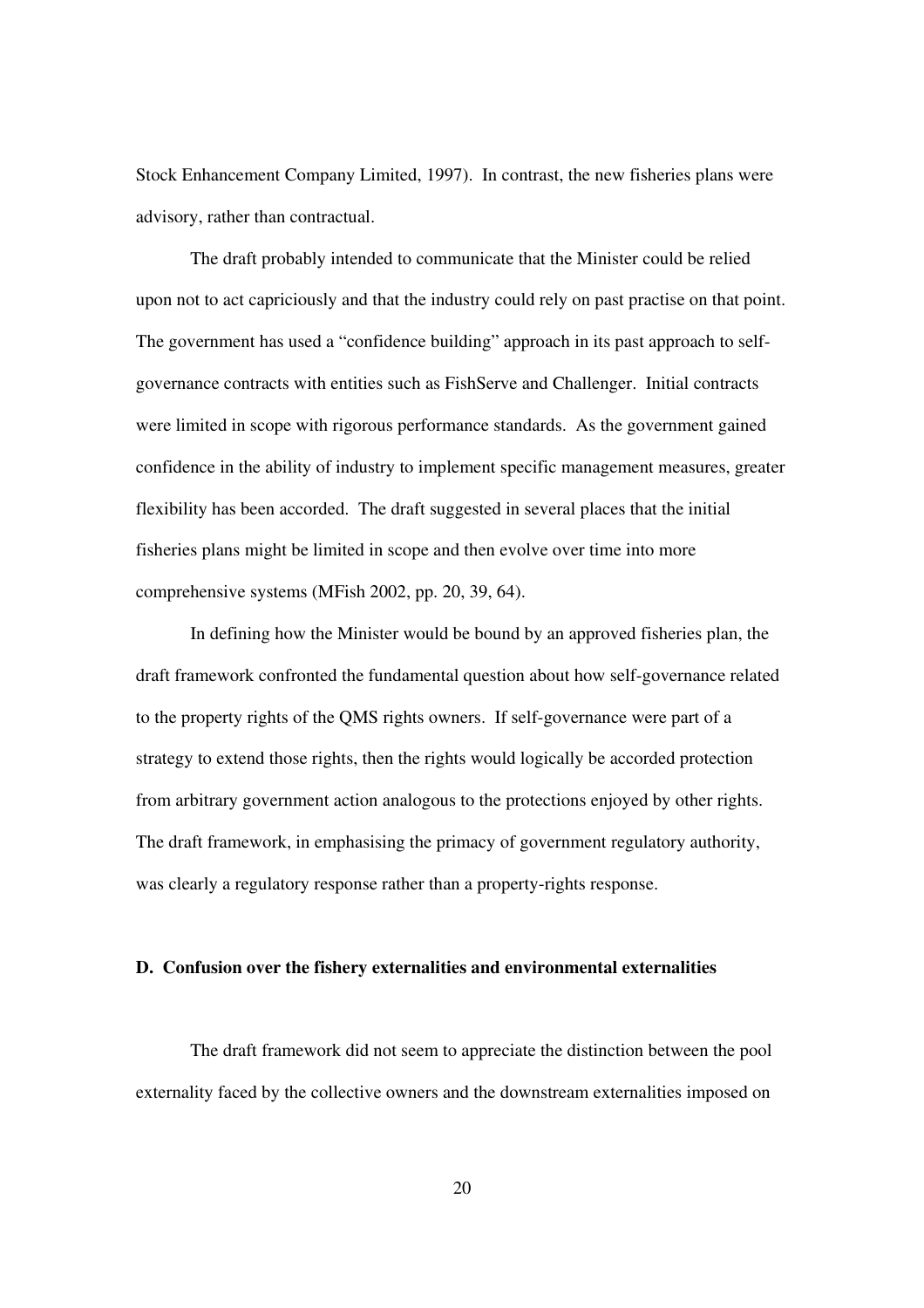Stock Enhancement Company Limited, 1997). In contrast, the new fisheries plans were advisory, rather than contractual.

The draft probably intended to communicate that the Minister could be relied upon not to act capriciously and that the industry could rely on past practise on that point. The government has used a "confidence building" approach in its past approach to self-governance contracts with entities such as FishServe and Challenger. Initial contracts were limited in scope with rigorous performance standards. As the government gained confidence in the ability of industry to implement specific management measures, greater flexibility has been accorded. The draft suggested in several places that the initial fisheries plans might be limited in scope and then evolve over time into more comprehensive systems (MFish 2002, pp. 20, 39, 64).

In defining how the Minister would be bound by an approved fisheries plan, the draft framework confronted the fundamental question about how self-governance related to the property rights of the QMS rights owners. If self-governance were part of a strategy to extend those rights, then the rights would logically be accorded protection from arbitrary government action analogous to the protections enjoyed by other rights. The draft framework, in emphasising the primacy of government regulatory authority, was clearly a regulatory response rather than a property-rights response.

### D. Confusion over the fishery externalities and environmental externalities

The draft framework did not seem to appreciate the distinction between the pool externality faced by the collective owners and the downstream externalities imposed on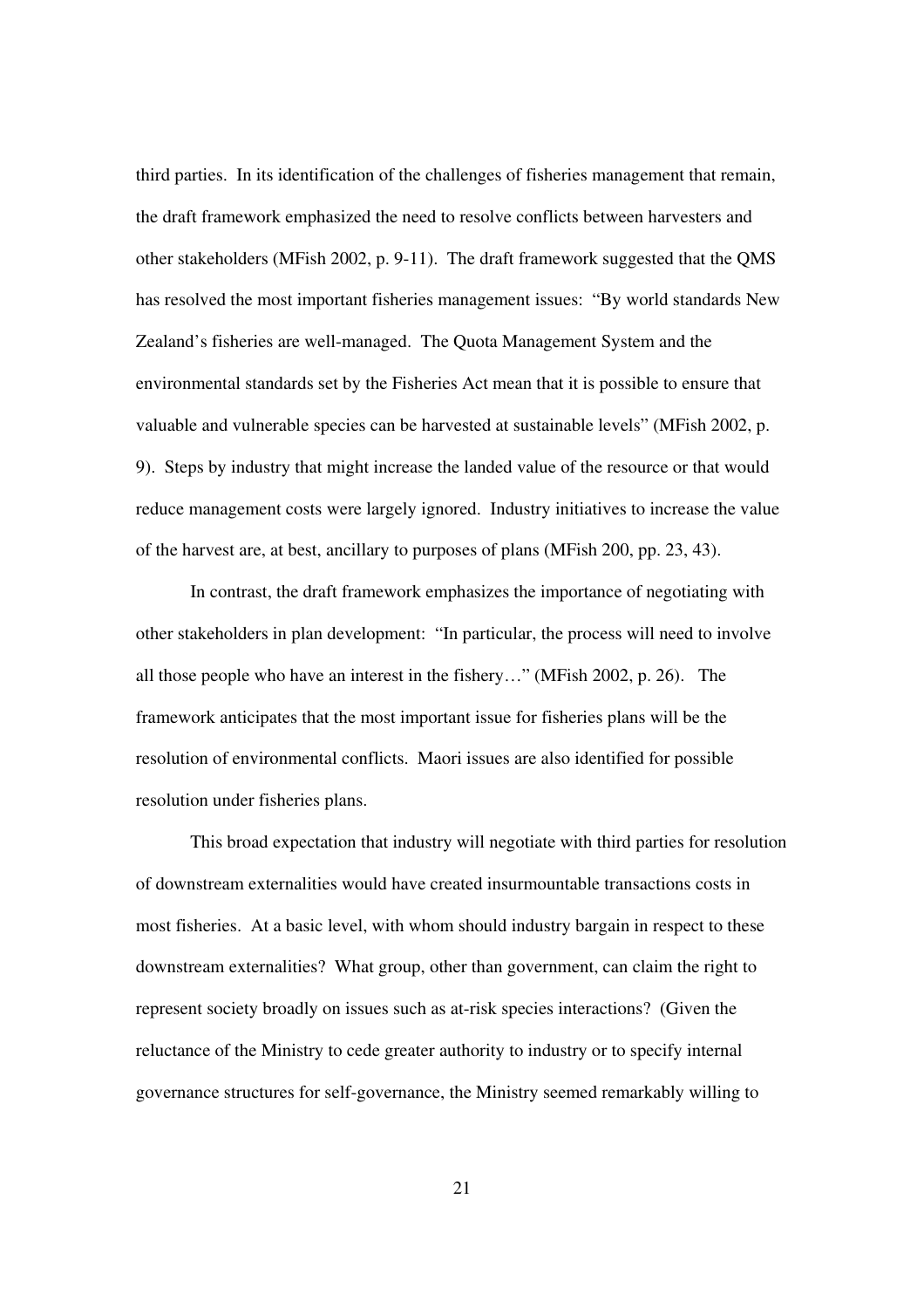third parties. In its identification of the challenges of fisheries management that remain, the draft framework emphasized the need to resolve conflicts between harvesters and other stakeholders (MFish 2002, p. 9-11). The draft framework suggested that the QMS has resolved the most important fisheries management issues: "By world standards New Zealand's fisheries are well-managed. The Quota Management System and the environmental standards set by the Fisheries Act mean that it is possible to ensure that valuable and vulnerable species can be harvested at sustainable levels" (MFish 2002, p. 9). Steps by industry that might increase the landed value of the resource or that would reduce management costs were largely ignored. Industry initiatives to increase the value of the harvest are, at best, ancillary to purposes of plans (MFish 200, pp. 23, 43).

In contrast, the draft framework emphasizes the importance of negotiating with other stakeholders in plan development: "In particular, the process will need to involve all those people who have an interest in the fishery…" (MFish 2002, p. 26). The framework anticipates that the most important issue for fisheries plans will be the resolution of environmental conflicts. Maori issues are also identified for possible resolution under fisheries plans.

This broad expectation that industry will negotiate with third parties for resolution of downstream externalities would have created insurmountable transactions costs in most fisheries. At a basic level, with whom should industry bargain in respect to these downstream externalities? What group, other than government, can claim the right to represent society broadly on issues such as at-risk species interactions? (Given the reluctance of the Ministry to cede greater authority to industry or to specify internal governance structures for self-governance, the Ministry seemed remarkably willing to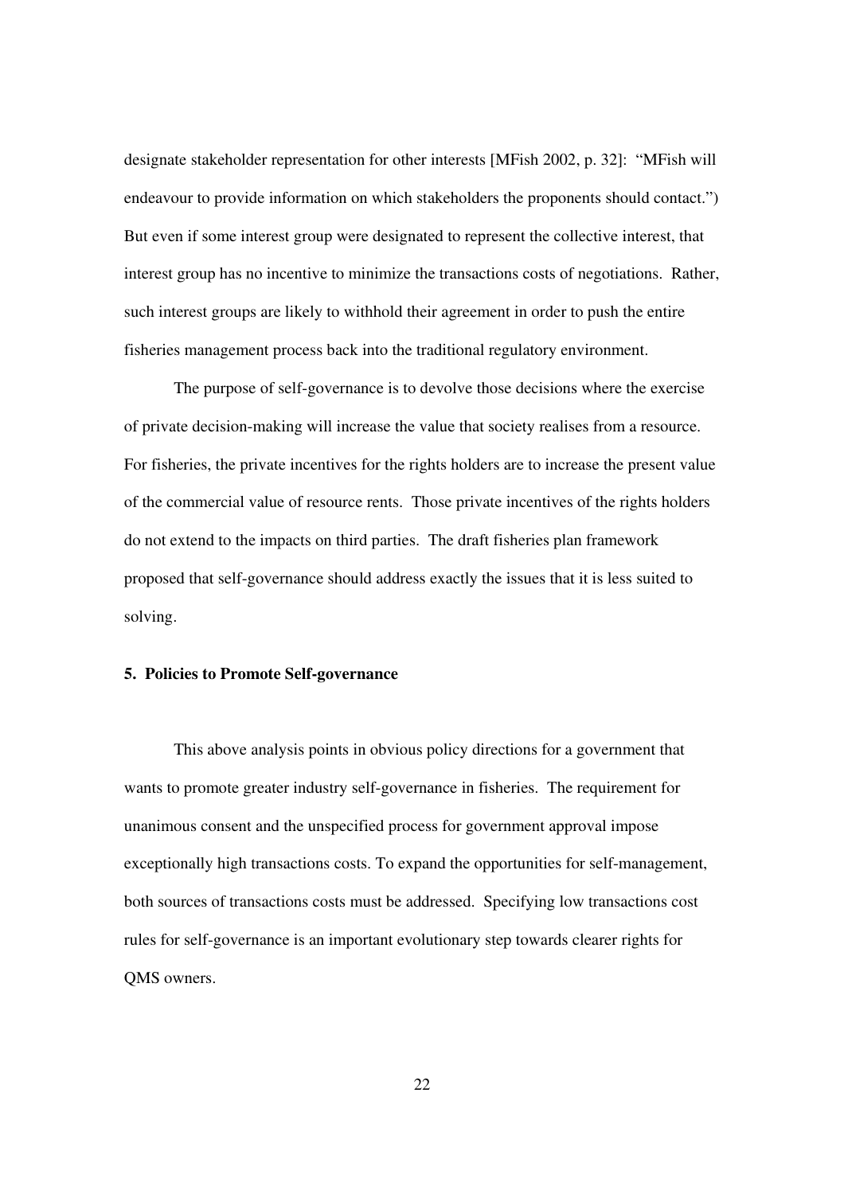designate stakeholder representation for other interests [MFish 2002, p. 32]: "MFish will endeavour to provide information on which stakeholders the proponents should contact.") But even if some interest group were designated to represent the collective interest, that interest group has no incentive to minimize the transactions costs of negotiations. Rather, such interest groups are likely to withhold their agreement in order to push the entire fisheries management process back into the traditional regulatory environment.

The purpose of self-governance is to devolve those decisions where the exercise of private decision-making will increase the value that society realises from a resource. For fisheries, the private incentives for the rights holders are to increase the present value of the commercial value of resource rents. Those private incentives of the rights holders do not extend to the impacts on third parties. The draft fisheries plan framework proposed that self-governance should address exactly the issues that it is less suited to solving.

### 5. Policies to Promote Self-governance

This above analysis points in obvious policy directions for a government that wants to promote greater industry self-governance in fisheries. The requirement for unanimous consent and the unspecified process for government approval impose exceptionally high transactions costs. To expand the opportunities for self-management, both sources of transactions costs must be addressed. Specifying low transactions cost rules for self-governance is an important evolutionary step towards clearer rights for QMS owners.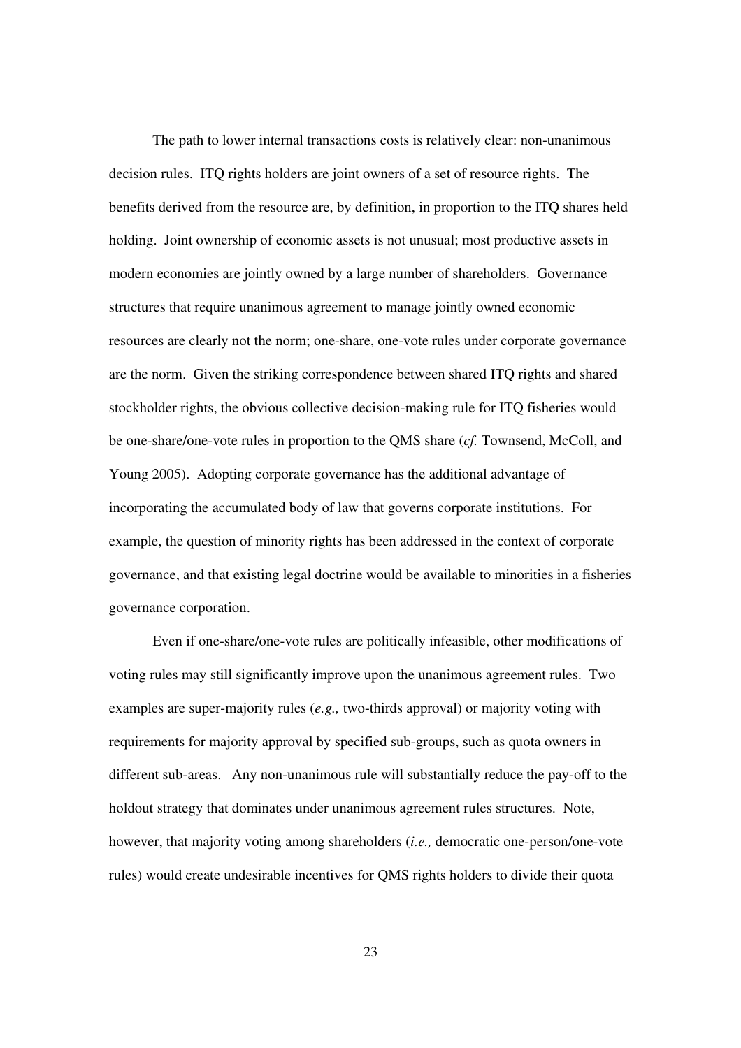The path to lower internal transactions costs is relatively clear: non-unanimous decision rules. ITQ rights holders are joint owners of a set of resource rights. The benefits derived from the resource are, by definition, in proportion to the ITQ shares held holding. Joint ownership of economic assets is not unusual; most productive assets in modern economies are jointly owned by a large number of shareholders. Governance structures that require unanimous agreement to manage jointly owned economic resources are clearly not the norm; one-share, one-vote rules under corporate governance are the norm. Given the striking correspondence between shared ITQ rights and shared stockholder rights, the obvious collective decision-making rule for ITQ fisheries would be one-share/one-vote rules in proportion to the QMS share (*cf.* Townsend, McColl, and Young 2005). Adopting corporate governance has the additional advantage of incorporating the accumulated body of law that governs corporate institutions. For example, the question of minority rights has been addressed in the context of corporate governance, and that existing legal doctrine would be available to minorities in a fisheries governance corporation.

Even if one-share/one-vote rules are politically infeasible, other modifications of voting rules may still significantly improve upon the unanimous agreement rules. Two examples are super-majority rules (*e.g.,* two-thirds approval) or majority voting with requirements for majority approval by specified sub-groups, such as quota owners in different sub-areas. Any non-unanimous rule will substantially reduce the pay-off to the holdout strategy that dominates under unanimous agreement rules structures. Note, however, that majority voting among shareholders (*i.e.,* democratic one-person/one-vote rules) would create undesirable incentives for QMS rights holders to divide their quota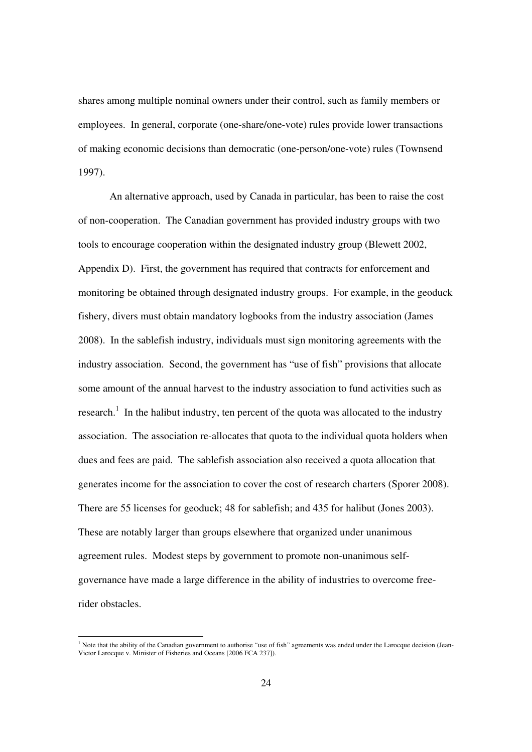shares among multiple nominal owners under their control, such as family members or employees. In general, corporate (one-share/one-vote) rules provide lower transactions of making economic decisions than democratic (one-person/one-vote) rules (Townsend 1997).

An alternative approach, used by Canada in particular, has been to raise the cost of non-cooperation. The Canadian government has provided industry groups with two tools to encourage cooperation within the designated industry group (Blewett 2002, Appendix D). First, the government has required that contracts for enforcement and monitoring be obtained through designated industry groups. For example, in the geoduck fishery, divers must obtain mandatory logbooks from the industry association (James 2008). In the sablefish industry, individuals must sign monitoring agreements with the industry association. Second, the government has "use of fish" provisions that allocate some amount of the annual harvest to the industry association to fund activities such as research.[1] In the halibut industry, ten percent of the quota was allocated to the industry association. The association re-allocates that quota to the individual quota holders when dues and fees are paid. The sablefish association also received a quota allocation that generates income for the association to cover the cost of research charters (Sporer 2008). There are 55 licenses for geoduck; 48 for sablefish; and 435 for halibut (Jones 2003). These are notably larger than groups elsewhere that organized under unanimous agreement rules. Modest steps by government to promote non-unanimous self-governance have made a large difference in the ability of industries to overcome free-rider obstacles.

---

[1] Note that the ability of the Canadian government to authorise "use of fish" agreements was ended under the Larocque decision (Jean-Victor Larocque v. Minister of Fisheries and Oceans [2006 FCA 237]).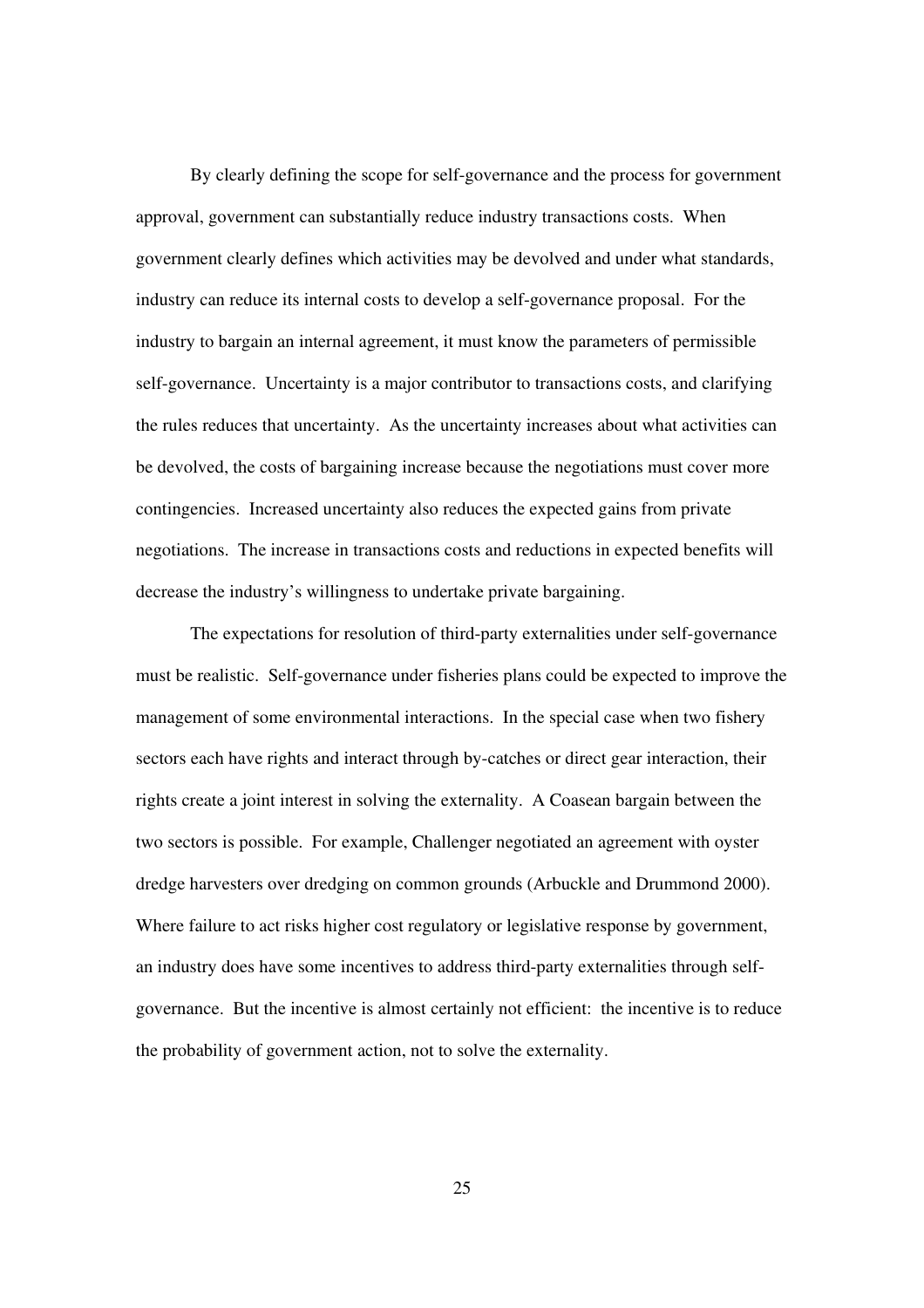By clearly defining the scope for self-governance and the process for government approval, government can substantially reduce industry transactions costs. When government clearly defines which activities may be devolved and under what standards, industry can reduce its internal costs to develop a self-governance proposal. For the industry to bargain an internal agreement, it must know the parameters of permissible self-governance. Uncertainty is a major contributor to transactions costs, and clarifying the rules reduces that uncertainty. As the uncertainty increases about what activities can be devolved, the costs of bargaining increase because the negotiations must cover more contingencies. Increased uncertainty also reduces the expected gains from private negotiations. The increase in transactions costs and reductions in expected benefits will decrease the industry's willingness to undertake private bargaining.

The expectations for resolution of third-party externalities under self-governance must be realistic. Self-governance under fisheries plans could be expected to improve the management of some environmental interactions. In the special case when two fishery sectors each have rights and interact through by-catches or direct gear interaction, their rights create a joint interest in solving the externality. A Coasean bargain between the two sectors is possible. For example, Challenger negotiated an agreement with oyster dredge harvesters over dredging on common grounds (Arbuckle and Drummond 2000). Where failure to act risks higher cost regulatory or legislative response by government, an industry does have some incentives to address third-party externalities through self-governance. But the incentive is almost certainly not efficient: the incentive is to reduce the probability of government action, not to solve the externality.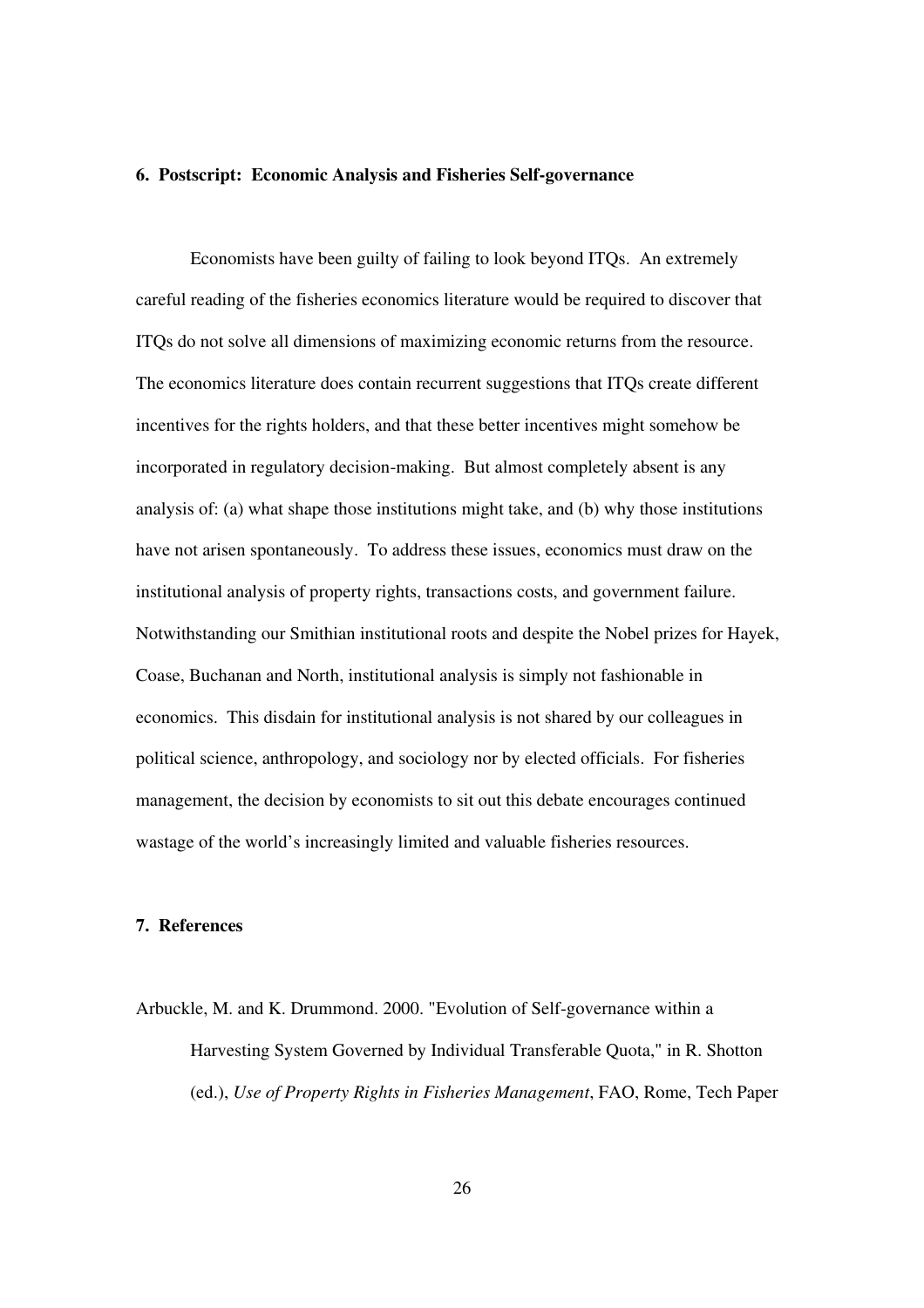## 6. Postscript: Economic Analysis and Fisheries Self-governance

Economists have been guilty of failing to look beyond ITQs. An extremely careful reading of the fisheries economics literature would be required to discover that ITQs do not solve all dimensions of maximizing economic returns from the resource. The economics literature does contain recurrent suggestions that ITQs create different incentives for the rights holders, and that these better incentives might somehow be incorporated in regulatory decision-making. But almost completely absent is any analysis of: (a) what shape those institutions might take, and (b) why those institutions have not arisen spontaneously. To address these issues, economics must draw on the institutional analysis of property rights, transactions costs, and government failure. Notwithstanding our Smithian institutional roots and despite the Nobel prizes for Hayek, Coase, Buchanan and North, institutional analysis is simply not fashionable in economics. This disdain for institutional analysis is not shared by our colleagues in political science, anthropology, and sociology nor by elected officials. For fisheries management, the decision by economists to sit out this debate encourages continued wastage of the world's increasingly limited and valuable fisheries resources.

## 7. References

Arbuckle, M. and K. Drummond. 2000. "Evolution of Self-governance within a Harvesting System Governed by Individual Transferable Quota," in R. Shotton (ed.), *Use of Property Rights in Fisheries Management*, FAO, Rome, Tech Paper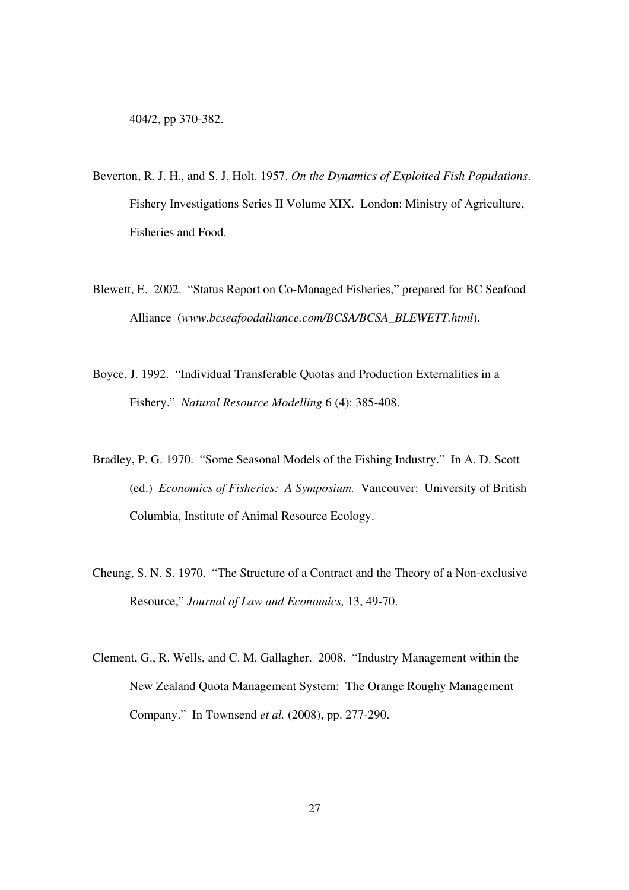404/2, pp 370-382.

Beverton, R. J. H., and S. J. Holt. 1957. *On the Dynamics of Exploited Fish Populations*. Fishery Investigations Series II Volume XIX. London: Ministry of Agriculture, Fisheries and Food.

Blewett, E. 2002. "Status Report on Co-Managed Fisheries," prepared for BC Seafood Alliance (*www.bcseafoodalliance.com/BCSA/BCSA_BLEWETT.html*).

Boyce, J. 1992. "Individual Transferable Quotas and Production Externalities in a Fishery." *Natural Resource Modelling* 6 (4): 385-408.

Bradley, P. G. 1970. "Some Seasonal Models of the Fishing Industry." In A. D. Scott (ed.) *Economics of Fisheries: A Symposium.* Vancouver: University of British Columbia, Institute of Animal Resource Ecology.

Cheung, S. N. S. 1970. "The Structure of a Contract and the Theory of a Non-exclusive Resource," *Journal of Law and Economics,* 13, 49-70.

Clement, G., R. Wells, and C. M. Gallagher. 2008. "Industry Management within the New Zealand Quota Management System: The Orange Roughy Management Company." In Townsend *et al.* (2008), pp. 277-290.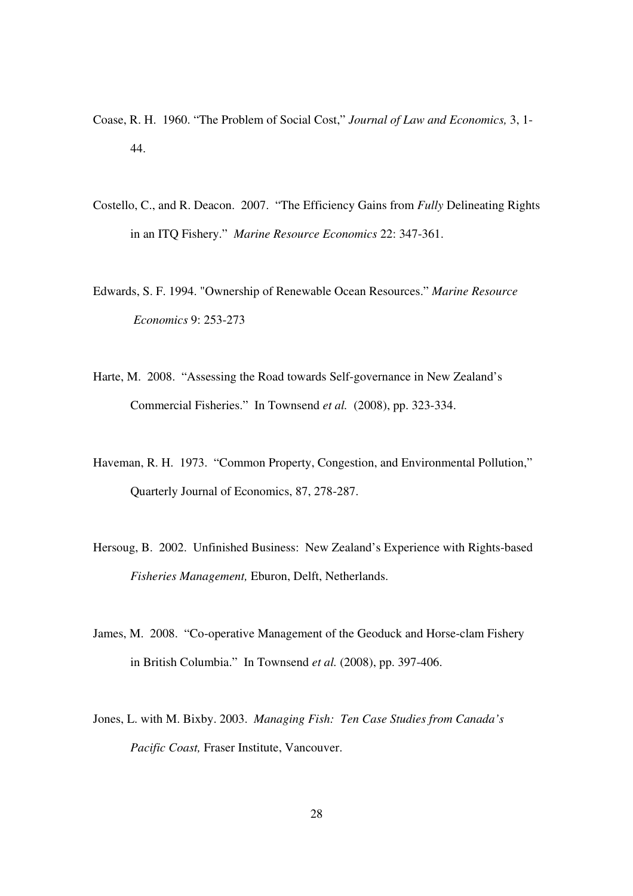Coase, R. H. 1960. "The Problem of Social Cost," *Journal of Law and Economics,* 3, 1-44.

Costello, C., and R. Deacon. 2007. "The Efficiency Gains from *Fully* Delineating Rights in an ITQ Fishery." *Marine Resource Economics* 22: 347-361.

Edwards, S. F. 1994. "Ownership of Renewable Ocean Resources." *Marine Resource Economics* 9: 253-273

Harte, M. 2008. "Assessing the Road towards Self-governance in New Zealand's Commercial Fisheries." In Townsend *et al.* (2008), pp. 323-334.

Haveman, R. H. 1973. "Common Property, Congestion, and Environmental Pollution," Quarterly Journal of Economics, 87, 278-287.

Hersoug, B. 2002. Unfinished Business: New Zealand's Experience with Rights-based *Fisheries Management,* Eburon, Delft, Netherlands.

James, M. 2008. "Co-operative Management of the Geoduck and Horse-clam Fishery in British Columbia." In Townsend *et al.* (2008), pp. 397-406.

Jones, L. with M. Bixby. 2003. *Managing Fish: Ten Case Studies from Canada's Pacific Coast,* Fraser Institute, Vancouver.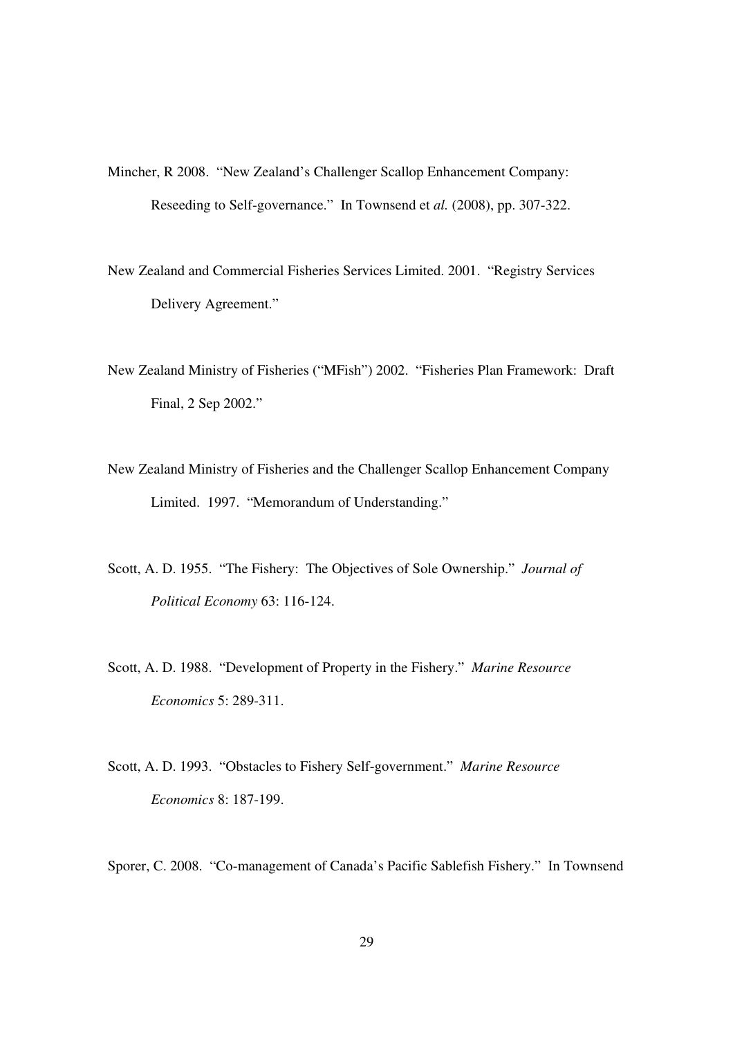Mincher, R 2008. "New Zealand's Challenger Scallop Enhancement Company: Reseeding to Self-governance." In Townsend et *al.* (2008), pp. 307-322.

New Zealand and Commercial Fisheries Services Limited. 2001. "Registry Services Delivery Agreement."

New Zealand Ministry of Fisheries ("MFish") 2002. "Fisheries Plan Framework: Draft Final, 2 Sep 2002."

New Zealand Ministry of Fisheries and the Challenger Scallop Enhancement Company Limited. 1997. "Memorandum of Understanding."

Scott, A. D. 1955. "The Fishery: The Objectives of Sole Ownership." *Journal of Political Economy* 63: 116-124.

Scott, A. D. 1988. "Development of Property in the Fishery." *Marine Resource Economics* 5: 289-311.

Scott, A. D. 1993. "Obstacles to Fishery Self-government." *Marine Resource Economics* 8: 187-199.

Sporer, C. 2008. "Co-management of Canada's Pacific Sablefish Fishery." In Townsend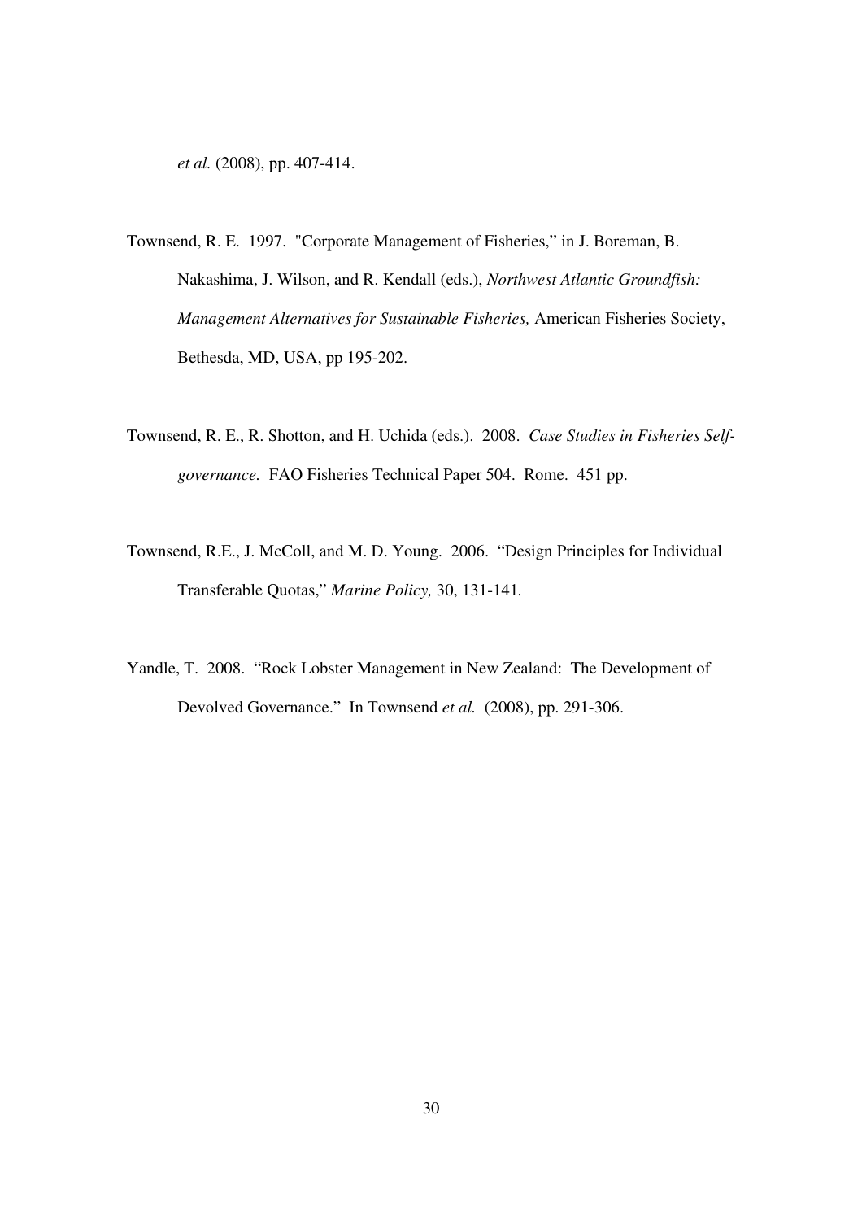*et al.* (2008), pp. 407-414.

Townsend, R. E. 1997. "Corporate Management of Fisheries," in J. Boreman, B. Nakashima, J. Wilson, and R. Kendall (eds.), *Northwest Atlantic Groundfish: Management Alternatives for Sustainable Fisheries,* American Fisheries Society, Bethesda, MD, USA, pp 195-202.

Townsend, R. E., R. Shotton, and H. Uchida (eds.). 2008. *Case Studies in Fisheries Self-governance.* FAO Fisheries Technical Paper 504. Rome. 451 pp.

Townsend, R.E., J. McColl, and M. D. Young. 2006. "Design Principles for Individual Transferable Quotas," *Marine Policy,* 30, 131-141.

Yandle, T. 2008. "Rock Lobster Management in New Zealand: The Development of Devolved Governance." In Townsend *et al.* (2008), pp. 291-306.